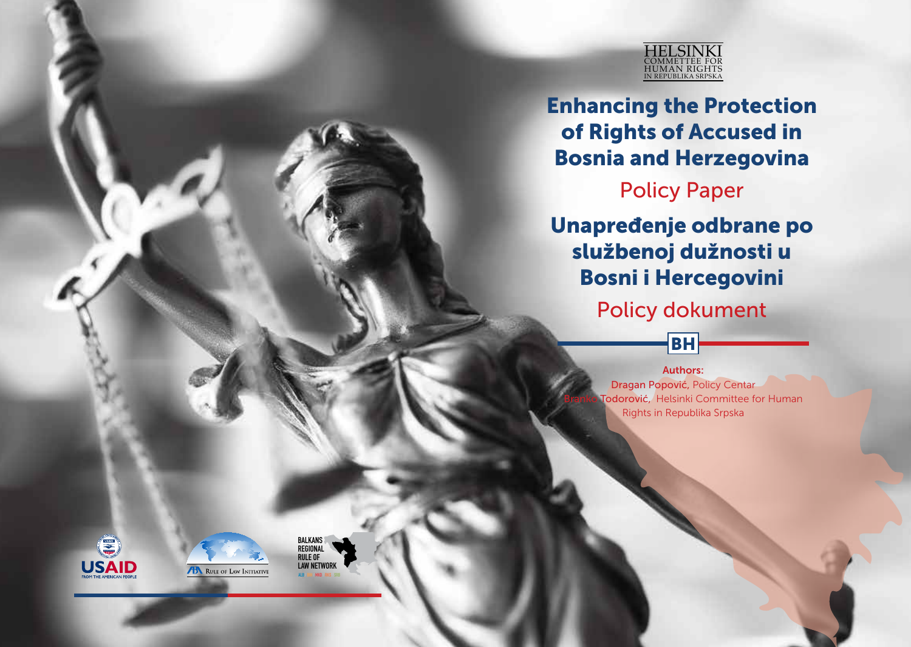HELSINKI
COMMETTEE FOR
HUMAN RIGHTS
IN REPUBLIKA SRPSKA

# Enhancing the Protection of Rights of Accused in Bosnia and Herzegovina

## Policy Paper

# Unapređenje odbrane po službenoj dužnosti u Bosni i Hercegovini

## Policy dokument

BH

**Authors:**
**Dragan Popović**, Policy Centar
**Branko Todorović**, Helsinki Committee for Human Rights in Republika Srpska

USAID
FROM THE AMERICAN PEOPLE

ABA Rule of Law Initiative

BALKANS REGIONAL RULE OF LAW NETWORK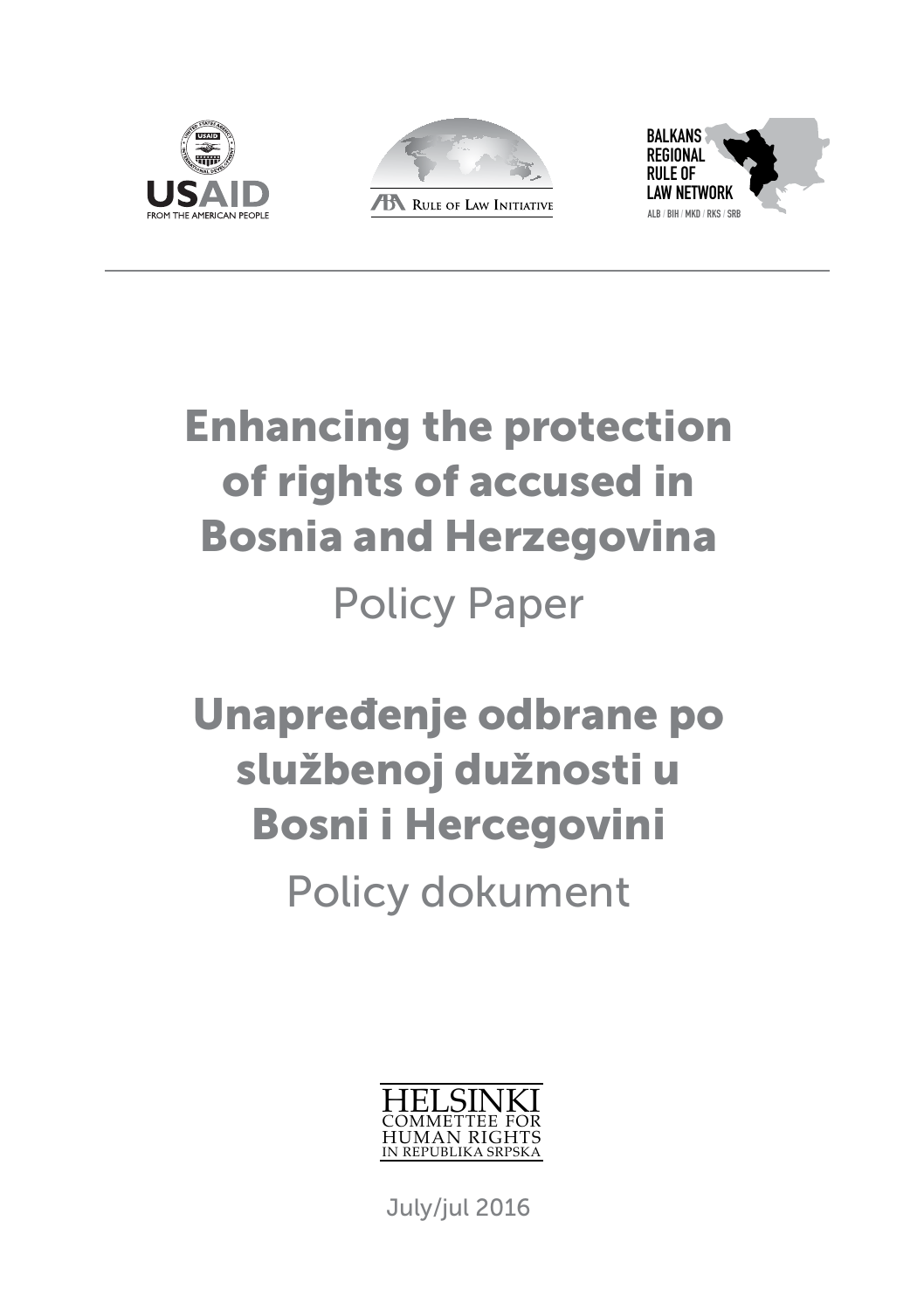USAID
FROM THE AMERICAN PEOPLE

Rule of Law Initiative

BALKANS REGIONAL RULE OF LAW NETWORK
ALB / BIH / MKD / RKS / SRB

# Enhancing the protection of rights of accused in Bosnia and Herzegovina

## Policy Paper

# Unapređenje odbrane po službenoj dužnosti u Bosni i Hercegovini

## Policy dokument

HELSINKI COMMETTEE FOR HUMAN RIGHTS IN REPUBLIKA SRPSKA

July/jul 2016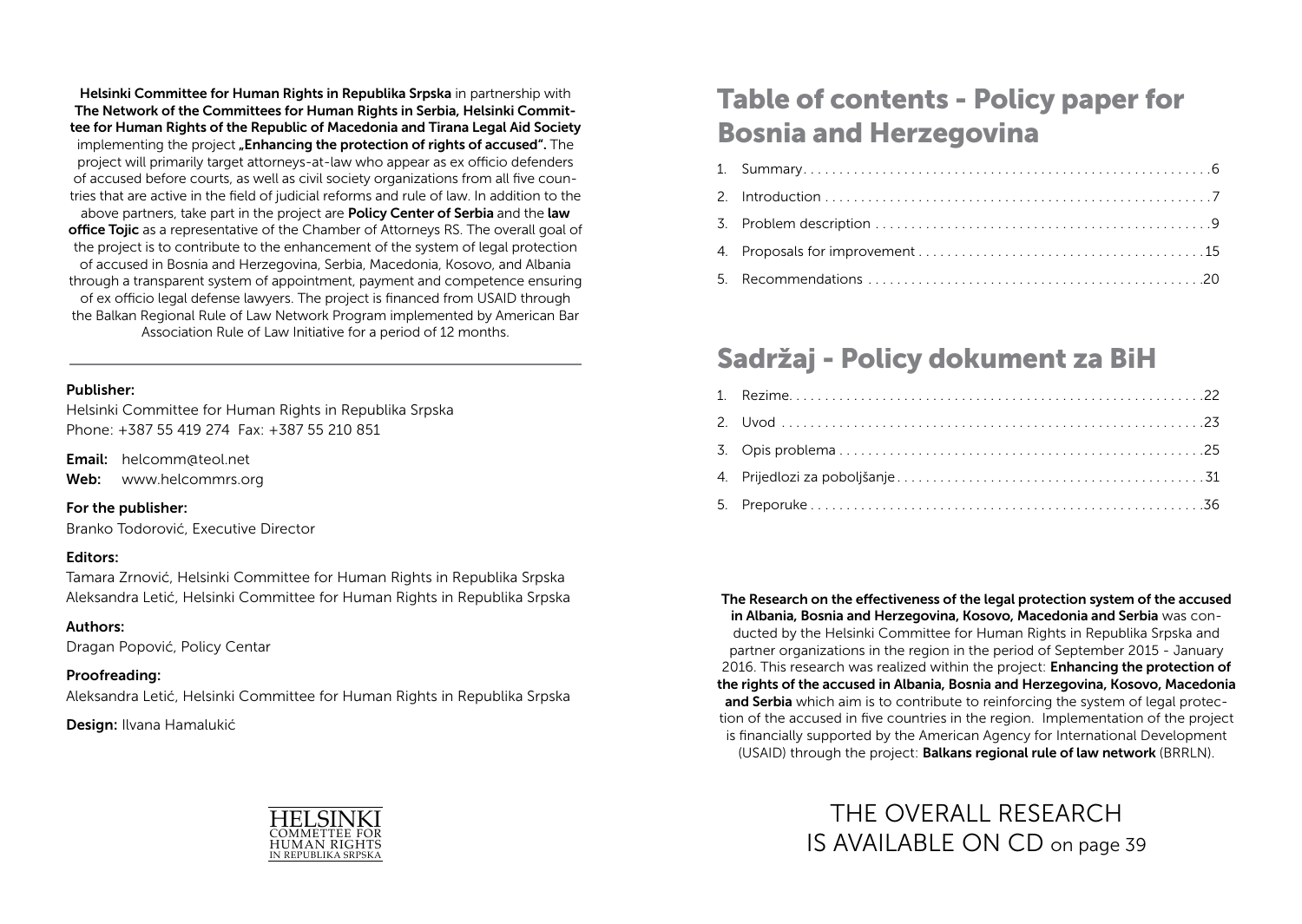**Helsinki Committee for Human Rights in Republika Srpska** in partnership with **The Network of the Committees for Human Rights in Serbia, Helsinki Committee for Human Rights of the Republic of Macedonia and Tirana Legal Aid Society** implementing the project **„Enhancing the protection of rights of accused".** The project will primarily target attorneys-at-law who appear as ex officio defenders of accused before courts, as well as civil society organizations from all five countries that are active in the field of judicial reforms and rule of law. In addition to the above partners, take part in the project are **Policy Center of Serbia** and the **law office Tojic** as a representative of the Chamber of Attorneys RS. The overall goal of the project is to contribute to the enhancement of the system of legal protection of accused in Bosnia and Herzegovina, Serbia, Macedonia, Kosovo, and Albania through a transparent system of appointment, payment and competence ensuring of ex officio legal defense lawyers. The project is financed from USAID through the Balkan Regional Rule of Law Network Program implemented by American Bar Association Rule of Law Initiative for a period of 12 months.

---

**Publisher:**
Helsinki Committee for Human Rights in Republika Srpska
Phone: +387 55 419 274 Fax: +387 55 210 851

**Email:** helcomm@teol.net
**Web:** www.helcommrs.org

**For the publisher:**
Branko Todorović, Executive Director

**Editors:**
Tamara Zrnović, Helsinki Committee for Human Rights in Republika Srpska
Aleksandra Letić, Helsinki Committee for Human Rights in Republika Srpska

**Authors:**
Dragan Popović, Policy Centar

**Proofreading:**
Aleksandra Letić, Helsinki Committee for Human Rights in Republika Srpska

**Design:** Ilvana Hamalukić

HELSINKI COMMETTEE FOR HUMAN RIGHTS IN REPUBLIKA SRPSKA

# Table of contents - Policy paper for Bosnia and Herzegovina

1. Summary . . . . . . . 6
2. Introduction . . . . . . . 7
3. Problem description . . . . . . . 9
4. Proposals for improvement . . . . . . . 15
5. Recommendations . . . . . . . 20

# Sadržaj - Policy dokument za BiH

1. Rezime . . . . . . . 22
2. Uvod . . . . . . . 23
3. Opis problema . . . . . . . 25
4. Prijedlozi za poboljšanje . . . . . . . 31
5. Preporuke . . . . . . . 36

**The Research on the effectiveness of the legal protection system of the accused in Albania, Bosnia and Herzegovina, Kosovo, Macedonia and Serbia** was conducted by the Helsinki Committee for Human Rights in Republika Srpska and partner organizations in the region in the period of September 2015 - January 2016. This research was realized within the project: **Enhancing the protection of the rights of the accused in Albania, Bosnia and Herzegovina, Kosovo, Macedonia and Serbia** which aim is to contribute to reinforcing the system of legal protection of the accused in five countries in the region. Implementation of the project is financially supported by the American Agency for International Development (USAID) through the project: **Balkans regional rule of law network** (BRRLN).

THE OVERALL RESEARCH IS AVAILABLE ON CD on page 39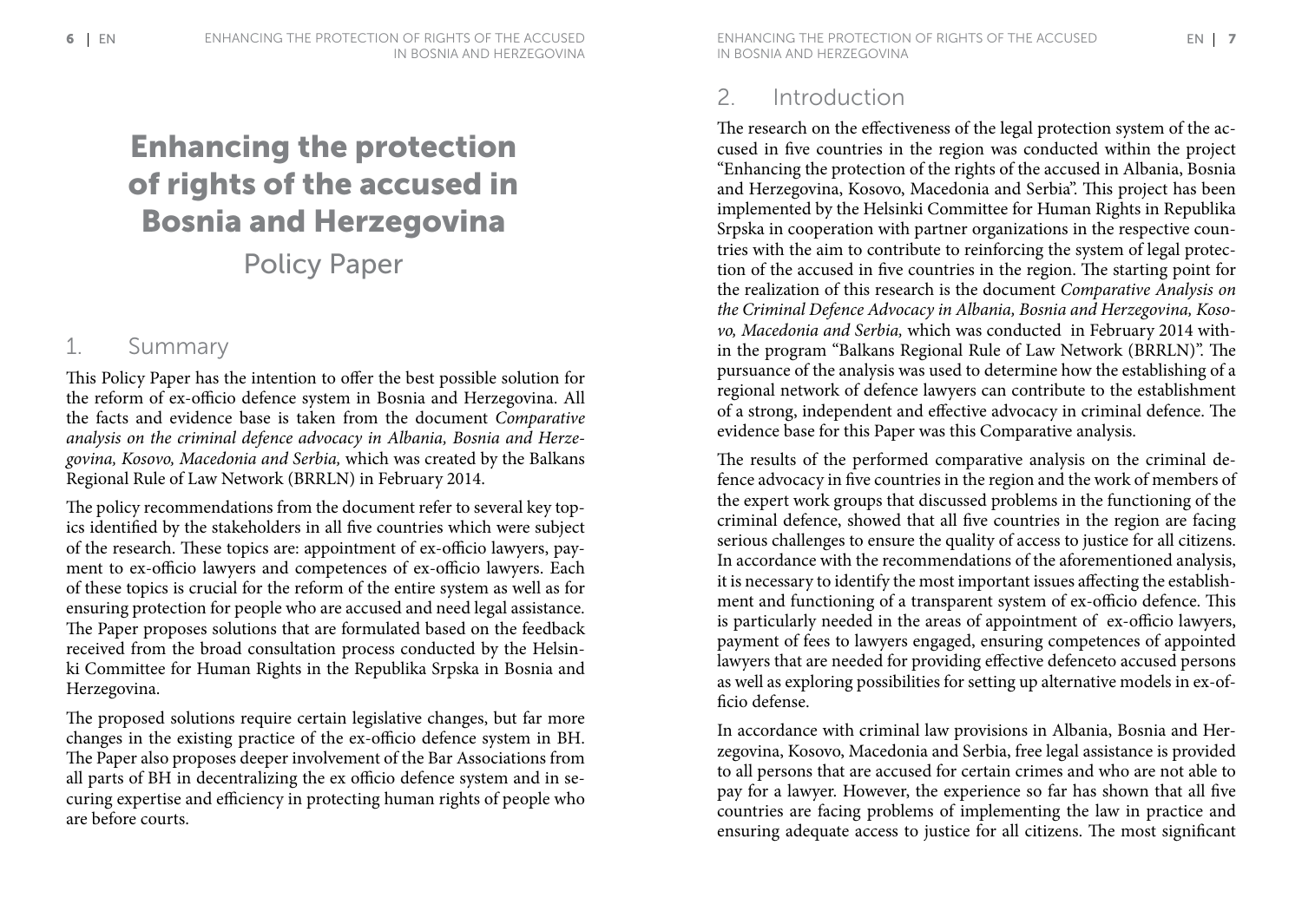# Enhancing the protection of rights of the accused in Bosnia and Herzegovina

Policy Paper

## 1. Summary

This Policy Paper has the intention to offer the best possible solution for the reform of ex-officio defence system in Bosnia and Herzegovina. All the facts and evidence base is taken from the document *Comparative analysis on the criminal defence advocacy in Albania, Bosnia and Herzegovina, Kosovo, Macedonia and Serbia,* which was created by the Balkans Regional Rule of Law Network (BRRLN) in February 2014.

The policy recommendations from the document refer to several key topics identified by the stakeholders in all five countries which were subject of the research. These topics are: appointment of ex-officio lawyers, payment to ex-officio lawyers and competences of ex-officio lawyers. Each of these topics is crucial for the reform of the entire system as well as for ensuring protection for people who are accused and need legal assistance. The Paper proposes solutions that are formulated based on the feedback received from the broad consultation process conducted by the Helsinki Committee for Human Rights in the Republika Srpska in Bosnia and Herzegovina.

The proposed solutions require certain legislative changes, but far more changes in the existing practice of the ex-officio defence system in BH. The Paper also proposes deeper involvement of the Bar Associations from all parts of BH in decentralizing the ex officio defence system and in securing expertise and efficiency in protecting human rights of people who are before courts.

## 2. Introduction

The research on the effectiveness of the legal protection system of the accused in five countries in the region was conducted within the project "Enhancing the protection of the rights of the accused in Albania, Bosnia and Herzegovina, Kosovo, Macedonia and Serbia". This project has been implemented by the Helsinki Committee for Human Rights in Republika Srpska in cooperation with partner organizations in the respective countries with the aim to contribute to reinforcing the system of legal protection of the accused in five countries in the region. The starting point for the realization of this research is the document *Comparative Analysis on the Criminal Defence Advocacy in Albania, Bosnia and Herzegovina, Kosovo, Macedonia and Serbia,* which was conducted in February 2014 within the program "Balkans Regional Rule of Law Network (BRRLN)". The pursuance of the analysis was used to determine how the establishing of a regional network of defence lawyers can contribute to the establishment of a strong, independent and effective advocacy in criminal defence. The evidence base for this Paper was this Comparative analysis.

The results of the performed comparative analysis on the criminal defence advocacy in five countries in the region and the work of members of the expert work groups that discussed problems in the functioning of the criminal defence, showed that all five countries in the region are facing serious challenges to ensure the quality of access to justice for all citizens. In accordance with the recommendations of the aforementioned analysis, it is necessary to identify the most important issues affecting the establishment and functioning of a transparent system of ex-officio defence. This is particularly needed in the areas of appointment of ex-officio lawyers, payment of fees to lawyers engaged, ensuring competences of appointed lawyers that are needed for providing effective defenceto accused persons as well as exploring possibilities for setting up alternative models in ex-officio defense.

In accordance with criminal law provisions in Albania, Bosnia and Herzegovina, Kosovo, Macedonia and Serbia, free legal assistance is provided to all persons that are accused for certain crimes and who are not able to pay for a lawyer. However, the experience so far has shown that all five countries are facing problems of implementing the law in practice and ensuring adequate access to justice for all citizens. The most significant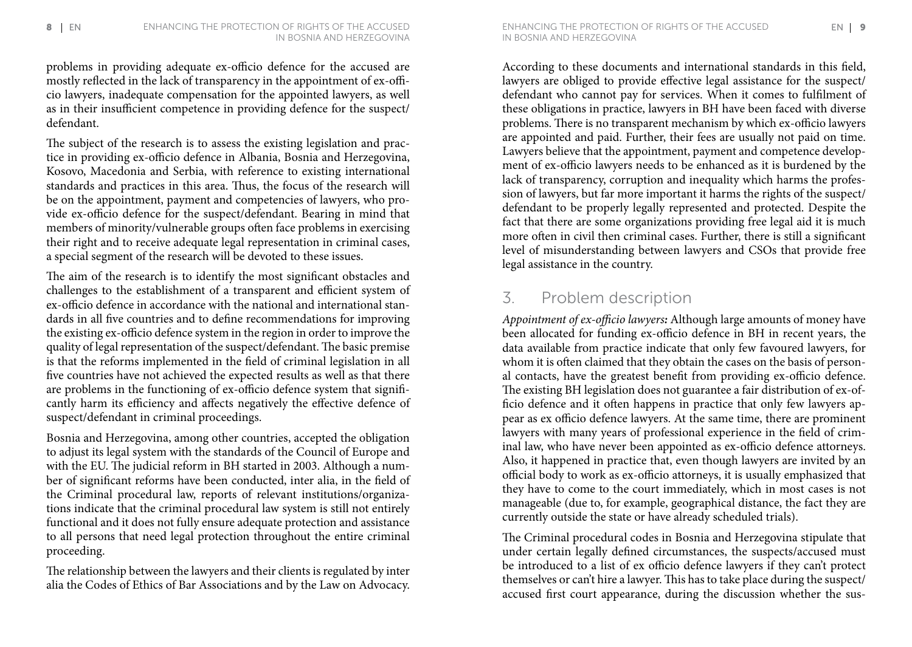problems in providing adequate ex-officio defence for the accused are mostly reflected in the lack of transparency in the appointment of ex-officio lawyers, inadequate compensation for the appointed lawyers, as well as in their insufficient competence in providing defence for the suspect/defendant.

The subject of the research is to assess the existing legislation and practice in providing ex-officio defence in Albania, Bosnia and Herzegovina, Kosovo, Macedonia and Serbia, with reference to existing international standards and practices in this area. Thus, the focus of the research will be on the appointment, payment and competencies of lawyers, who provide ex-officio defence for the suspect/defendant. Bearing in mind that members of minority/vulnerable groups often face problems in exercising their right and to receive adequate legal representation in criminal cases, a special segment of the research will be devoted to these issues.

The aim of the research is to identify the most significant obstacles and challenges to the establishment of a transparent and efficient system of ex-officio defence in accordance with the national and international standards in all five countries and to define recommendations for improving the existing ex-officio defence system in the region in order to improve the quality of legal representation of the suspect/defendant. The basic premise is that the reforms implemented in the field of criminal legislation in all five countries have not achieved the expected results as well as that there are problems in the functioning of ex-officio defence system that significantly harm its efficiency and affects negatively the effective defence of suspect/defendant in criminal proceedings.

Bosnia and Herzegovina, among other countries, accepted the obligation to adjust its legal system with the standards of the Council of Europe and with the EU. The judicial reform in BH started in 2003. Although a number of significant reforms have been conducted, inter alia, in the field of the Criminal procedural law, reports of relevant institutions/organizations indicate that the criminal procedural law system is still not entirely functional and it does not fully ensure adequate protection and assistance to all persons that need legal protection throughout the entire criminal proceeding.

The relationship between the lawyers and their clients is regulated by inter alia the Codes of Ethics of Bar Associations and by the Law on Advocacy. According to these documents and international standards in this field, lawyers are obliged to provide effective legal assistance for the suspect/defendant who cannot pay for services. When it comes to fulfilment of these obligations in practice, lawyers in BH have been faced with diverse problems. There is no transparent mechanism by which ex-officio lawyers are appointed and paid. Further, their fees are usually not paid on time. Lawyers believe that the appointment, payment and competence development of ex-officio lawyers needs to be enhanced as it is burdened by the lack of transparency, corruption and inequality which harms the profession of lawyers, but far more important it harms the rights of the suspect/defendant to be properly legally represented and protected. Despite the fact that there are some organizations providing free legal aid it is much more often in civil then criminal cases. Further, there is still a significant level of misunderstanding between lawyers and CSOs that provide free legal assistance in the country.

## 3. Problem description

*Appointment of ex-officio lawyers:* Although large amounts of money have been allocated for funding ex-officio defence in BH in recent years, the data available from practice indicate that only few favoured lawyers, for whom it is often claimed that they obtain the cases on the basis of personal contacts, have the greatest benefit from providing ex-officio defence. The existing BH legislation does not guarantee a fair distribution of ex-officio defence and it often happens in practice that only few lawyers appear as ex officio defence lawyers. At the same time, there are prominent lawyers with many years of professional experience in the field of criminal law, who have never been appointed as ex-officio defence attorneys. Also, it happened in practice that, even though lawyers are invited by an official body to work as ex-officio attorneys, it is usually emphasized that they have to come to the court immediately, which in most cases is not manageable (due to, for example, geographical distance, the fact they are currently outside the state or have already scheduled trials).

The Criminal procedural codes in Bosnia and Herzegovina stipulate that under certain legally defined circumstances, the suspects/accused must be introduced to a list of ex officio defence lawyers if they can't protect themselves or can't hire a lawyer. This has to take place during the suspect/accused first court appearance, during the discussion whether the sus-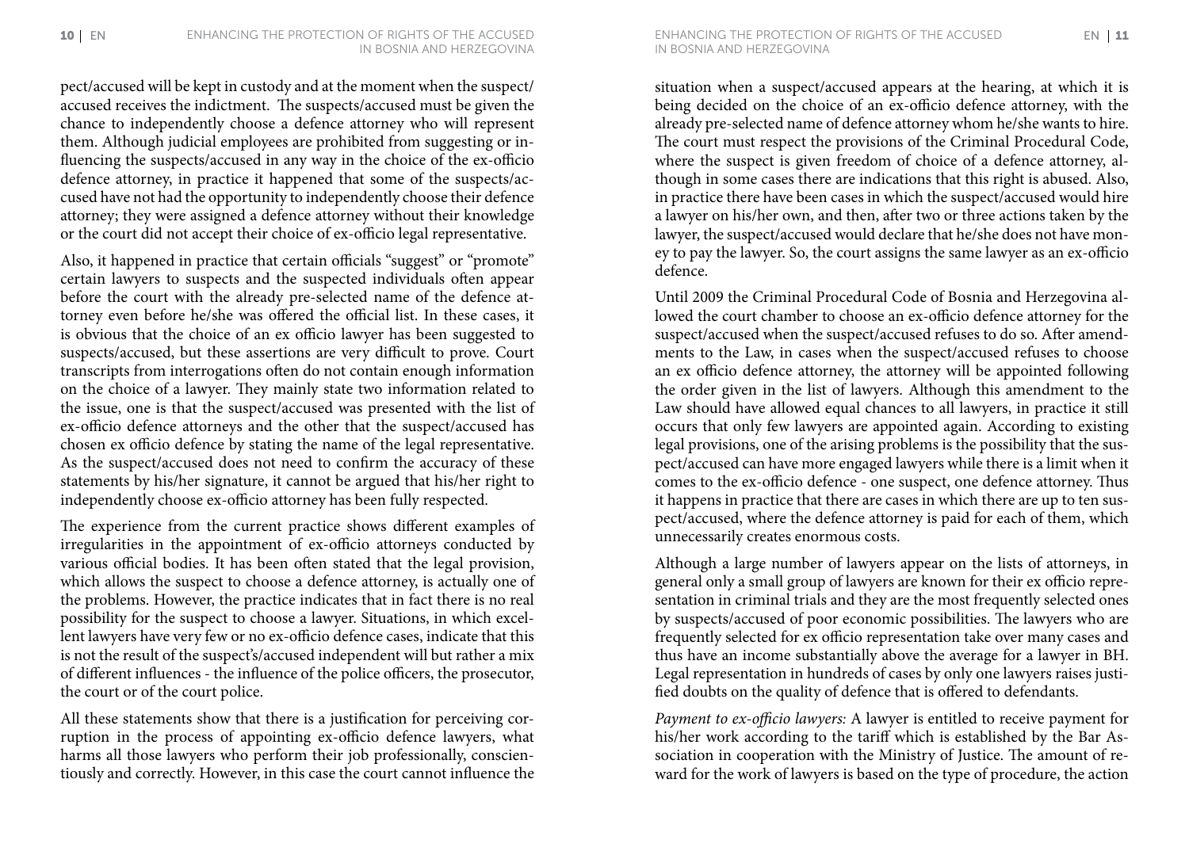pect/accused will be kept in custody and at the moment when the suspect/accused receives the indictment. The suspects/accused must be given the chance to independently choose a defence attorney who will represent them. Although judicial employees are prohibited from suggesting or influencing the suspects/accused in any way in the choice of the ex-officio defence attorney, in practice it happened that some of the suspects/accused have not had the opportunity to independently choose their defence attorney; they were assigned a defence attorney without their knowledge or the court did not accept their choice of ex-officio legal representative.

Also, it happened in practice that certain officials "suggest" or "promote" certain lawyers to suspects and the suspected individuals often appear before the court with the already pre-selected name of the defence attorney even before he/she was offered the official list. In these cases, it is obvious that the choice of an ex officio lawyer has been suggested to suspects/accused, but these assertions are very difficult to prove. Court transcripts from interrogations often do not contain enough information on the choice of a lawyer. They mainly state two information related to the issue, one is that the suspect/accused was presented with the list of ex-officio defence attorneys and the other that the suspect/accused has chosen ex officio defence by stating the name of the legal representative. As the suspect/accused does not need to confirm the accuracy of these statements by his/her signature, it cannot be argued that his/her right to independently choose ex-officio attorney has been fully respected.

The experience from the current practice shows different examples of irregularities in the appointment of ex-officio attorneys conducted by various official bodies. It has been often stated that the legal provision, which allows the suspect to choose a defence attorney, is actually one of the problems. However, the practice indicates that in fact there is no real possibility for the suspect to choose a lawyer. Situations, in which excellent lawyers have very few or no ex-officio defence cases, indicate that this is not the result of the suspect's/accused independent will but rather a mix of different influences - the influence of the police officers, the prosecutor, the court or of the court police.

All these statements show that there is a justification for perceiving corruption in the process of appointing ex-officio defence lawyers, what harms all those lawyers who perform their job professionally, conscientiously and correctly. However, in this case the court cannot influence the situation when a suspect/accused appears at the hearing, at which it is being decided on the choice of an ex-officio defence attorney, with the already pre-selected name of defence attorney whom he/she wants to hire. The court must respect the provisions of the Criminal Procedural Code, where the suspect is given freedom of choice of a defence attorney, although in some cases there are indications that this right is abused. Also, in practice there have been cases in which the suspect/accused would hire a lawyer on his/her own, and then, after two or three actions taken by the lawyer, the suspect/accused would declare that he/she does not have money to pay the lawyer. So, the court assigns the same lawyer as an ex-officio defence.

Until 2009 the Criminal Procedural Code of Bosnia and Herzegovina allowed the court chamber to choose an ex-officio defence attorney for the suspect/accused when the suspect/accused refuses to do so. After amendments to the Law, in cases when the suspect/accused refuses to choose an ex officio defence attorney, the attorney will be appointed following the order given in the list of lawyers. Although this amendment to the Law should have allowed equal chances to all lawyers, in practice it still occurs that only few lawyers are appointed again. According to existing legal provisions, one of the arising problems is the possibility that the suspect/accused can have more engaged lawyers while there is a limit when it comes to the ex-officio defence - one suspect, one defence attorney. Thus it happens in practice that there are cases in which there are up to ten suspect/accused, where the defence attorney is paid for each of them, which unnecessarily creates enormous costs.

Although a large number of lawyers appear on the lists of attorneys, in general only a small group of lawyers are known for their ex officio representation in criminal trials and they are the most frequently selected ones by suspects/accused of poor economic possibilities. The lawyers who are frequently selected for ex officio representation take over many cases and thus have an income substantially above the average for a lawyer in BH. Legal representation in hundreds of cases by only one lawyers raises justified doubts on the quality of defence that is offered to defendants.

*Payment to ex-officio lawyers:* A lawyer is entitled to receive payment for his/her work according to the tariff which is established by the Bar Association in cooperation with the Ministry of Justice. The amount of reward for the work of lawyers is based on the type of procedure, the action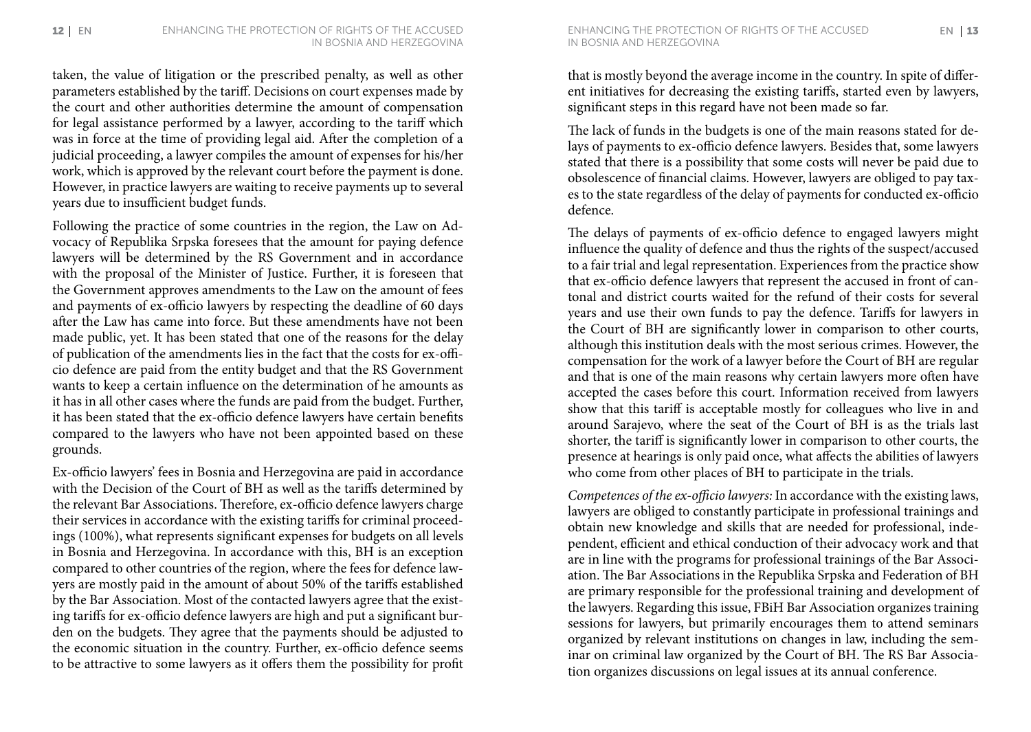taken, the value of litigation or the prescribed penalty, as well as other parameters established by the tariff. Decisions on court expenses made by the court and other authorities determine the amount of compensation for legal assistance performed by a lawyer, according to the tariff which was in force at the time of providing legal aid. After the completion of a judicial proceeding, a lawyer compiles the amount of expenses for his/her work, which is approved by the relevant court before the payment is done. However, in practice lawyers are waiting to receive payments up to several years due to insufficient budget funds.

Following the practice of some countries in the region, the Law on Advocacy of Republika Srpska foresees that the amount for paying defence lawyers will be determined by the RS Government and in accordance with the proposal of the Minister of Justice. Further, it is foreseen that the Government approves amendments to the Law on the amount of fees and payments of ex-officio lawyers by respecting the deadline of 60 days after the Law has came into force. But these amendments have not been made public, yet. It has been stated that one of the reasons for the delay of publication of the amendments lies in the fact that the costs for ex-officio defence are paid from the entity budget and that the RS Government wants to keep a certain influence on the determination of he amounts as it has in all other cases where the funds are paid from the budget. Further, it has been stated that the ex-officio defence lawyers have certain benefits compared to the lawyers who have not been appointed based on these grounds.

Ex-officio lawyers' fees in Bosnia and Herzegovina are paid in accordance with the Decision of the Court of BH as well as the tariffs determined by the relevant Bar Associations. Therefore, ex-officio defence lawyers charge their services in accordance with the existing tariffs for criminal proceedings (100%), what represents significant expenses for budgets on all levels in Bosnia and Herzegovina. In accordance with this, BH is an exception compared to other countries of the region, where the fees for defence lawyers are mostly paid in the amount of about 50% of the tariffs established by the Bar Association. Most of the contacted lawyers agree that the existing tariffs for ex-officio defence lawyers are high and put a significant burden on the budgets. They agree that the payments should be adjusted to the economic situation in the country. Further, ex-officio defence seems to be attractive to some lawyers as it offers them the possibility for profit that is mostly beyond the average income in the country. In spite of different initiatives for decreasing the existing tariffs, started even by lawyers, significant steps in this regard have not been made so far.

The lack of funds in the budgets is one of the main reasons stated for delays of payments to ex-officio defence lawyers. Besides that, some lawyers stated that there is a possibility that some costs will never be paid due to obsolescence of financial claims. However, lawyers are obliged to pay taxes to the state regardless of the delay of payments for conducted ex-officio defence.

The delays of payments of ex-officio defence to engaged lawyers might influence the quality of defence and thus the rights of the suspect/accused to a fair trial and legal representation. Experiences from the practice show that ex-officio defence lawyers that represent the accused in front of cantonal and district courts waited for the refund of their costs for several years and use their own funds to pay the defence. Tariffs for lawyers in the Court of BH are significantly lower in comparison to other courts, although this institution deals with the most serious crimes. However, the compensation for the work of a lawyer before the Court of BH are regular and that is one of the main reasons why certain lawyers more often have accepted the cases before this court. Information received from lawyers show that this tariff is acceptable mostly for colleagues who live in and around Sarajevo, where the seat of the Court of BH is as the trials last shorter, the tariff is significantly lower in comparison to other courts, the presence at hearings is only paid once, what affects the abilities of lawyers who come from other places of BH to participate in the trials.

*Competences of the ex-officio lawyers:* In accordance with the existing laws, lawyers are obliged to constantly participate in professional trainings and obtain new knowledge and skills that are needed for professional, independent, efficient and ethical conduction of their advocacy work and that are in line with the programs for professional trainings of the Bar Association. The Bar Associations in the Republika Srpska and Federation of BH are primary responsible for the professional training and development of the lawyers. Regarding this issue, FBiH Bar Association organizes training sessions for lawyers, but primarily encourages them to attend seminars organized by relevant institutions on changes in law, including the seminar on criminal law organized by the Court of BH. The RS Bar Association organizes discussions on legal issues at its annual conference.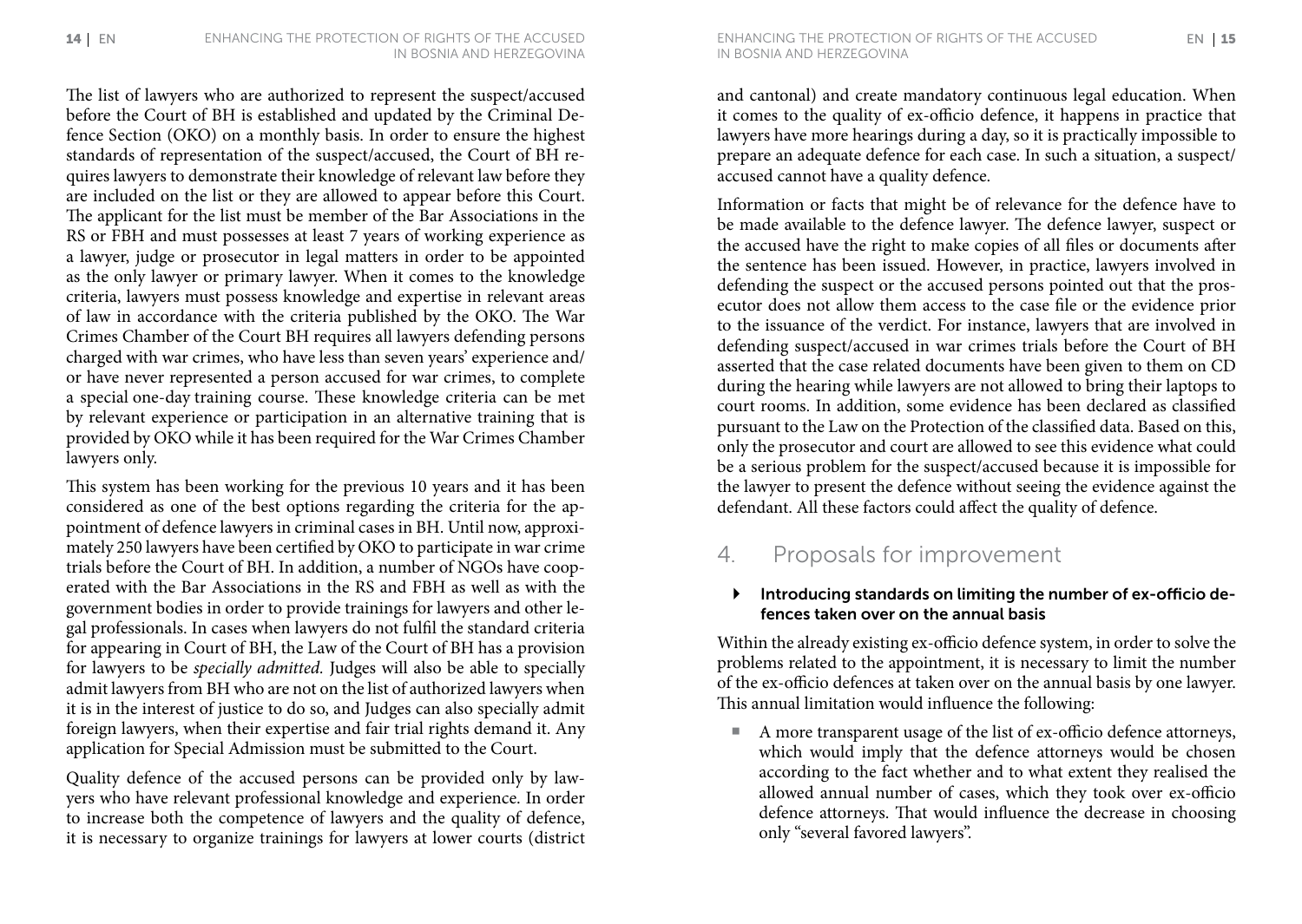The list of lawyers who are authorized to represent the suspect/accused before the Court of BH is established and updated by the Criminal Defence Section (OKO) on a monthly basis. In order to ensure the highest standards of representation of the suspect/accused, the Court of BH requires lawyers to demonstrate their knowledge of relevant law before they are included on the list or they are allowed to appear before this Court. The applicant for the list must be member of the Bar Associations in the RS or FBH and must possesses at least 7 years of working experience as a lawyer, judge or prosecutor in legal matters in order to be appointed as the only lawyer or primary lawyer. When it comes to the knowledge criteria, lawyers must possess knowledge and expertise in relevant areas of law in accordance with the criteria published by the OKO. The War Crimes Chamber of the Court BH requires all lawyers defending persons charged with war crimes, who have less than seven years' experience and/or have never represented a person accused for war crimes, to complete a special one-day training course. These knowledge criteria can be met by relevant experience or participation in an alternative training that is provided by OKO while it has been required for the War Crimes Chamber lawyers only.

This system has been working for the previous 10 years and it has been considered as one of the best options regarding the criteria for the appointment of defence lawyers in criminal cases in BH. Until now, approximately 250 lawyers have been certified by OKO to participate in war crime trials before the Court of BH. In addition, a number of NGOs have cooperated with the Bar Associations in the RS and FBH as well as with the government bodies in order to provide trainings for lawyers and other legal professionals. In cases when lawyers do not fulfil the standard criteria for appearing in Court of BH, the Law of the Court of BH has a provision for lawyers to be *specially admitted.* Judges will also be able to specially admit lawyers from BH who are not on the list of authorized lawyers when it is in the interest of justice to do so, and Judges can also specially admit foreign lawyers, when their expertise and fair trial rights demand it. Any application for Special Admission must be submitted to the Court.

Quality defence of the accused persons can be provided only by lawyers who have relevant professional knowledge and experience. In order to increase both the competence of lawyers and the quality of defence, it is necessary to organize trainings for lawyers at lower courts (district and cantonal) and create mandatory continuous legal education. When it comes to the quality of ex-officio defence, it happens in practice that lawyers have more hearings during a day, so it is practically impossible to prepare an adequate defence for each case. In such a situation, a suspect/accused cannot have a quality defence.

Information or facts that might be of relevance for the defence have to be made available to the defence lawyer. The defence lawyer, suspect or the accused have the right to make copies of all files or documents after the sentence has been issued. However, in practice, lawyers involved in defending the suspect or the accused persons pointed out that the prosecutor does not allow them access to the case file or the evidence prior to the issuance of the verdict. For instance, lawyers that are involved in defending suspect/accused in war crimes trials before the Court of BH asserted that the case related documents have been given to them on CD during the hearing while lawyers are not allowed to bring their laptops to court rooms. In addition, some evidence has been declared as classified pursuant to the Law on the Protection of the classified data. Based on this, only the prosecutor and court are allowed to see this evidence what could be a serious problem for the suspect/accused because it is impossible for the lawyer to present the defence without seeing the evidence against the defendant. All these factors could affect the quality of defence.

## 4. Proposals for improvement

- **Introducing standards on limiting the number of ex-officio defences taken over on the annual basis**

Within the already existing ex-officio defence system, in order to solve the problems related to the appointment, it is necessary to limit the number of the ex-officio defences at taken over on the annual basis by one lawyer. This annual limitation would influence the following:

- A more transparent usage of the list of ex-officio defence attorneys, which would imply that the defence attorneys would be chosen according to the fact whether and to what extent they realised the allowed annual number of cases, which they took over ex-officio defence attorneys. That would influence the decrease in choosing only "several favored lawyers".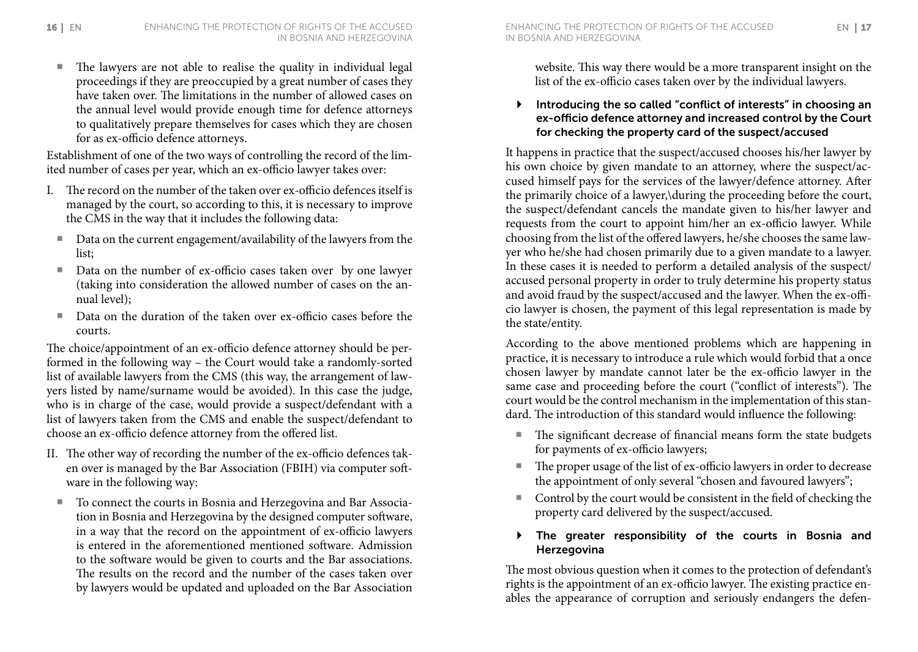- The lawyers are not able to realise the quality in individual legal proceedings if they are preoccupied by a great number of cases they have taken over. The limitations in the number of allowed cases on the annual level would provide enough time for defence attorneys to qualitatively prepare themselves for cases which they are chosen for as ex-officio defence attorneys.

Establishment of one of the two ways of controlling the record of the limited number of cases per year, which an ex-officio lawyer takes over:

I. The record on the number of the taken over ex-officio defences itself is managed by the court, so according to this, it is necessary to improve the CMS in the way that it includes the following data:

   - Data on the current engagement/availability of the lawyers from the list;
   - Data on the number of ex-officio cases taken over by one lawyer (taking into consideration the allowed number of cases on the annual level);
   - Data on the duration of the taken over ex-officio cases before the courts.

The choice/appointment of an ex-officio defence attorney should be performed in the following way – the Court would take a randomly-sorted list of available lawyers from the CMS (this way, the arrangement of lawyers listed by name/surname would be avoided). In this case the judge, who is in charge of the case, would provide a suspect/defendant with a list of lawyers taken from the CMS and enable the suspect/defendant to choose an ex-officio defence attorney from the offered list.

II. The other way of recording the number of the ex-officio defences taken over is managed by the Bar Association (FBIH) via computer software in the following way:

   - To connect the courts in Bosnia and Herzegovina and Bar Association in Bosnia and Herzegovina by the designed computer software, in a way that the record on the appointment of ex-officio lawyers is entered in the aforementioned mentioned software. Admission to the software would be given to courts and the Bar associations. The results on the record and the number of the cases taken over by lawyers would be updated and uploaded on the Bar Association website. This way there would be a more transparent insight on the list of the ex-officio cases taken over by the individual lawyers.

### Introducing the so called "conflict of interests" in choosing an ex-officio defence attorney and increased control by the Court for checking the property card of the suspect/accused

It happens in practice that the suspect/accused chooses his/her lawyer by his own choice by given mandate to an attorney, where the suspect/accused himself pays for the services of the lawyer/defence attorney. After the primarily choice of a lawyer,\during the proceeding before the court, the suspect/defendant cancels the mandate given to his/her lawyer and requests from the court to appoint him/her an ex-officio lawyer. While choosing from the list of the offered lawyers, he/she chooses the same lawyer who he/she had chosen primarily due to a given mandate to a lawyer. In these cases it is needed to perform a detailed analysis of the suspect/accused personal property in order to truly determine his property status and avoid fraud by the suspect/accused and the lawyer. When the ex-officio lawyer is chosen, the payment of this legal representation is made by the state/entity.

According to the above mentioned problems which are happening in practice, it is necessary to introduce a rule which would forbid that a once chosen lawyer by mandate cannot later be the ex-officio lawyer in the same case and proceeding before the court ("conflict of interests"). The court would be the control mechanism in the implementation of this standard. The introduction of this standard would influence the following:

- The significant decrease of financial means form the state budgets for payments of ex-officio lawyers;
- The proper usage of the list of ex-officio lawyers in order to decrease the appointment of only several "chosen and favoured lawyers";
- Control by the court would be consistent in the field of checking the property card delivered by the suspect/accused.

### The greater responsibility of the courts in Bosnia and Herzegovina

The most obvious question when it comes to the protection of defendant's rights is the appointment of an ex-officio lawyer. The existing practice enables the appearance of corruption and seriously endangers the defen-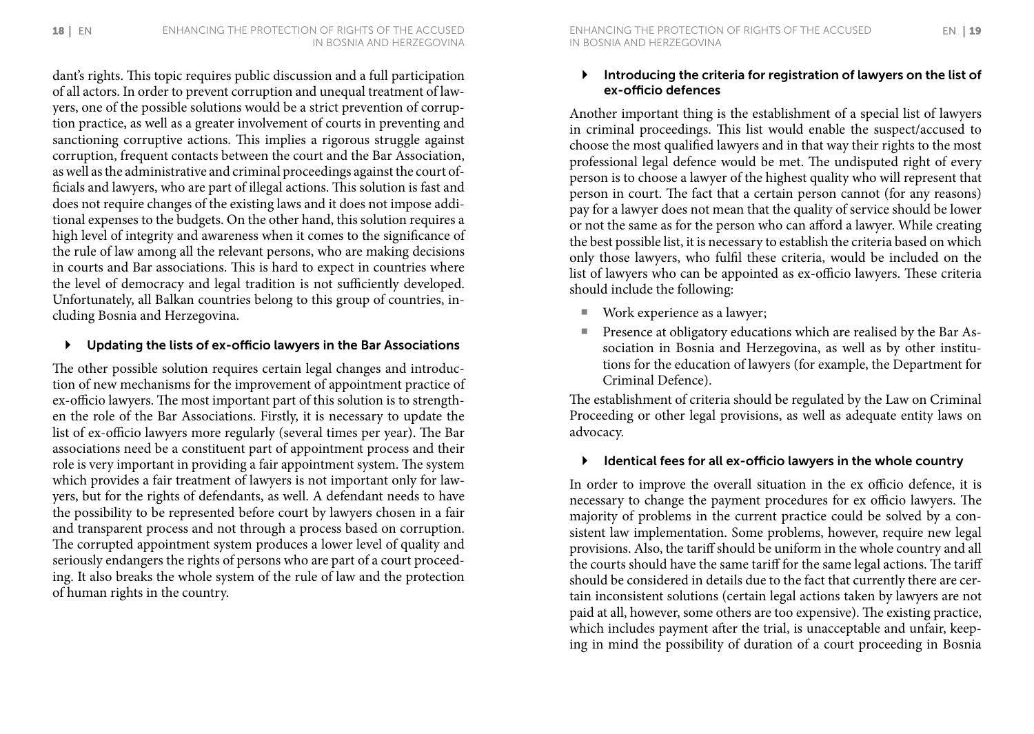dant's rights. This topic requires public discussion and a full participation of all actors. In order to prevent corruption and unequal treatment of lawyers, one of the possible solutions would be a strict prevention of corruption practice, as well as a greater involvement of courts in preventing and sanctioning corruptive actions. This implies a rigorous struggle against corruption, frequent contacts between the court and the Bar Association, as well as the administrative and criminal proceedings against the court officials and lawyers, who are part of illegal actions. This solution is fast and does not require changes of the existing laws and it does not impose additional expenses to the budgets. On the other hand, this solution requires a high level of integrity and awareness when it comes to the significance of the rule of law among all the relevant persons, who are making decisions in courts and Bar associations. This is hard to expect in countries where the level of democracy and legal tradition is not sufficiently developed. Unfortunately, all Balkan countries belong to this group of countries, including Bosnia and Herzegovina.

### Updating the lists of ex-officio lawyers in the Bar Associations

The other possible solution requires certain legal changes and introduction of new mechanisms for the improvement of appointment practice of ex-officio lawyers. The most important part of this solution is to strengthen the role of the Bar Associations. Firstly, it is necessary to update the list of ex-officio lawyers more regularly (several times per year). The Bar associations need be a constituent part of appointment process and their role is very important in providing a fair appointment system. The system which provides a fair treatment of lawyers is not important only for lawyers, but for the rights of defendants, as well. A defendant needs to have the possibility to be represented before court by lawyers chosen in a fair and transparent process and not through a process based on corruption. The corrupted appointment system produces a lower level of quality and seriously endangers the rights of persons who are part of a court proceeding. It also breaks the whole system of the rule of law and the protection of human rights in the country.

### Introducing the criteria for registration of lawyers on the list of ex-officio defences

Another important thing is the establishment of a special list of lawyers in criminal proceedings. This list would enable the suspect/accused to choose the most qualified lawyers and in that way their rights to the most professional legal defence would be met. The undisputed right of every person is to choose a lawyer of the highest quality who will represent that person in court. The fact that a certain person cannot (for any reasons) pay for a lawyer does not mean that the quality of service should be lower or not the same as for the person who can afford a lawyer. While creating the best possible list, it is necessary to establish the criteria based on which only those lawyers, who fulfil these criteria, would be included on the list of lawyers who can be appointed as ex-officio lawyers. These criteria should include the following:

- Work experience as a lawyer;
- Presence at obligatory educations which are realised by the Bar Association in Bosnia and Herzegovina, as well as by other institutions for the education of lawyers (for example, the Department for Criminal Defence).

The establishment of criteria should be regulated by the Law on Criminal Proceeding or other legal provisions, as well as adequate entity laws on advocacy.

### Identical fees for all ex-officio lawyers in the whole country

In order to improve the overall situation in the ex officio defence, it is necessary to change the payment procedures for ex officio lawyers. The majority of problems in the current practice could be solved by a consistent law implementation. Some problems, however, require new legal provisions. Also, the tariff should be uniform in the whole country and all the courts should have the same tariff for the same legal actions. The tariff should be considered in details due to the fact that currently there are certain inconsistent solutions (certain legal actions taken by lawyers are not paid at all, however, some others are too expensive). The existing practice, which includes payment after the trial, is unacceptable and unfair, keeping in mind the possibility of duration of a court proceeding in Bosnia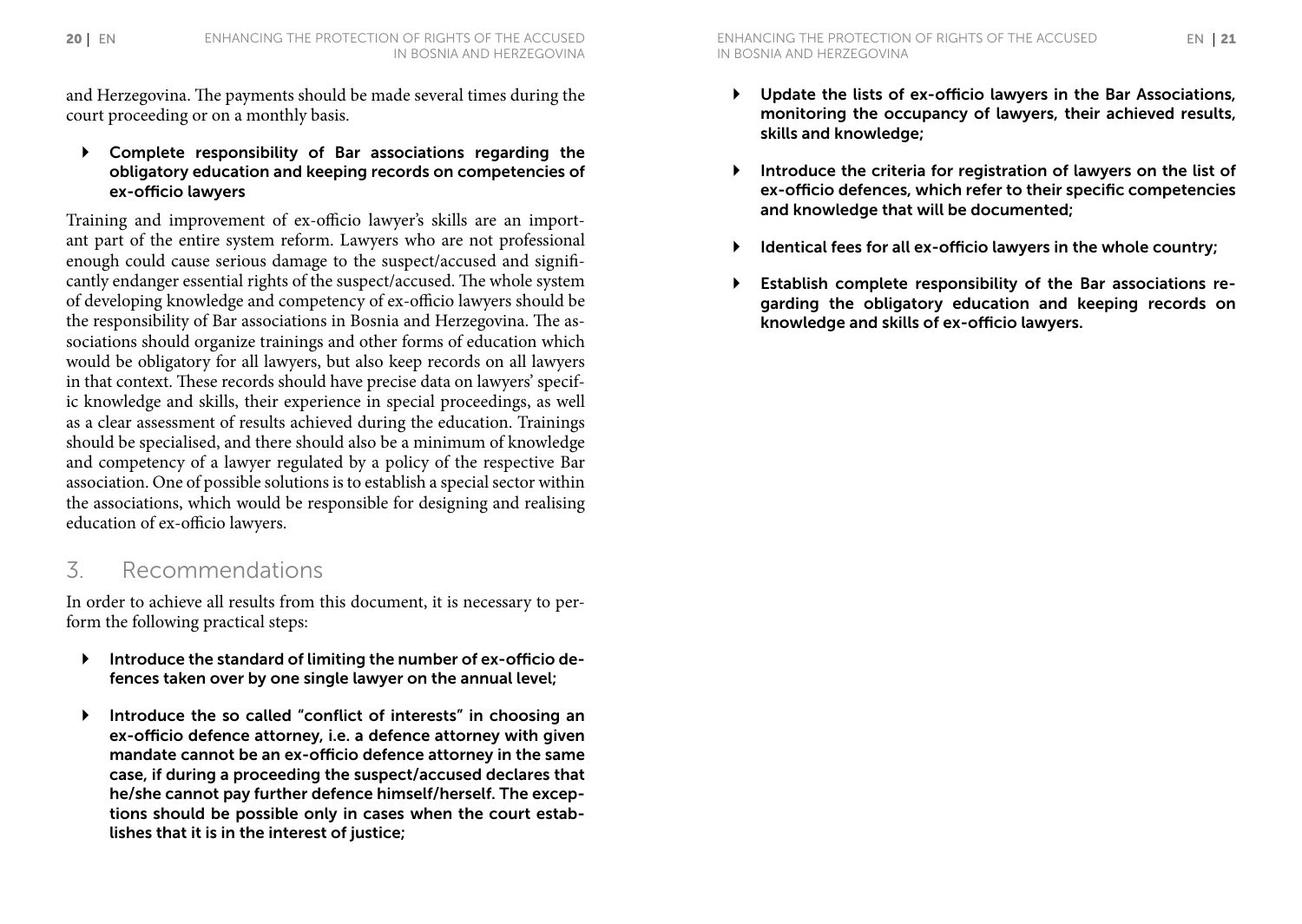and Herzegovina. The payments should be made several times during the court proceeding or on a monthly basis.

- **Complete responsibility of Bar associations regarding the obligatory education and keeping records on competencies of ex-officio lawyers**

Training and improvement of ex-officio lawyer's skills are an important part of the entire system reform. Lawyers who are not professional enough could cause serious damage to the suspect/accused and significantly endanger essential rights of the suspect/accused. The whole system of developing knowledge and competency of ex-officio lawyers should be the responsibility of Bar associations in Bosnia and Herzegovina. The associations should organize trainings and other forms of education which would be obligatory for all lawyers, but also keep records on all lawyers in that context. These records should have precise data on lawyers' specific knowledge and skills, their experience in special proceedings, as well as a clear assessment of results achieved during the education. Trainings should be specialised, and there should also be a minimum of knowledge and competency of a lawyer regulated by a policy of the respective Bar association. One of possible solutions is to establish a special sector within the associations, which would be responsible for designing and realising education of ex-officio lawyers.

## 3. Recommendations

In order to achieve all results from this document, it is necessary to perform the following practical steps:

- **Introduce the standard of limiting the number of ex-officio defences taken over by one single lawyer on the annual level;**

- **Introduce the so called "conflict of interests" in choosing an ex-officio defence attorney, i.e. a defence attorney with given mandate cannot be an ex-officio defence attorney in the same case, if during a proceeding the suspect/accused declares that he/she cannot pay further defence himself/herself. The exceptions should be possible only in cases when the court establishes that it is in the interest of justice;**

- **Update the lists of ex-officio lawyers in the Bar Associations, monitoring the occupancy of lawyers, their achieved results, skills and knowledge;**

- **Introduce the criteria for registration of lawyers on the list of ex-officio defences, which refer to their specific competencies and knowledge that will be documented;**

- **Identical fees for all ex-officio lawyers in the whole country;**

- **Establish complete responsibility of the Bar associations regarding the obligatory education and keeping records on knowledge and skills of ex-officio lawyers.**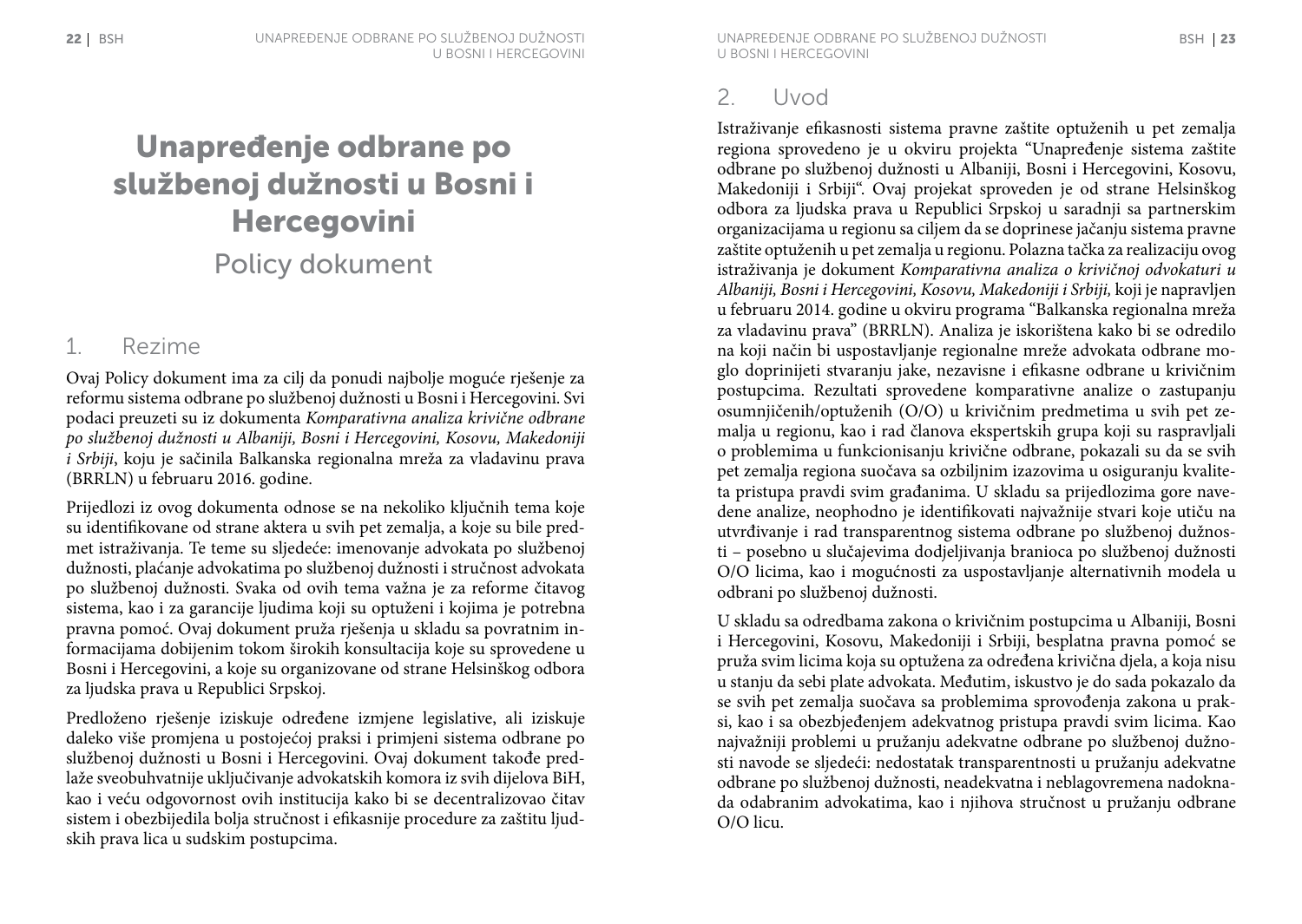# Unapređenje odbrane po službenoj dužnosti u Bosni i Hercegovini

## Policy dokument

## 1. Rezime

Ovaj Policy dokument ima za cilj da ponudi najbolje moguće rješenje za reformu sistema odbrane po službenoj dužnosti u Bosni i Hercegovini. Svi podaci preuzeti su iz dokumenta *Komparativna analiza krivične odbrane po službenoj dužnosti u Albaniji, Bosni i Hercegovini, Kosovu, Makedoniji i Srbiji*, koju je sačinila Balkanska regionalna mreža za vladavinu prava (BRRLN) u februaru 2016. godine.

Prijedlozi iz ovog dokumenta odnose se na nekoliko ključnih tema koje su identifikovane od strane aktera u svih pet zemalja, a koje su bile predmet istraživanja. Te teme su sljedeće: imenovanje advokata po službenoj dužnosti, plaćanje advokatima po službenoj dužnosti i stručnost advokata po službenoj dužnosti. Svaka od ovih tema važna je za reforme čitavog sistema, kao i za garancije ljudima koji su optuženi i kojima je potrebna pravna pomoć. Ovaj dokument pruža rješenja u skladu sa povratnim informacijama dobijenim tokom širokih konsultacija koje su sprovedene u Bosni i Hercegovini, a koje su organizovane od strane Helsinškog odbora za ljudska prava u Republici Srpskoj.

Predloženo rješenje iziskuje određene izmjene legislative, ali iziskuje daleko više promjena u postojećoj praksi i primjeni sistema odbrane po službenoj dužnosti u Bosni i Hercegovini. Ovaj dokument takođe predlaže sveobuhvatnije uključivanje advokatskih komora iz svih dijelova BiH, kao i veću odgovornost ovih institucija kako bi se decentralizovao čitav sistem i obezbijedila bolja stručnost i efikasnije procedure za zaštitu ljudskih prava lica u sudskim postupcima.

## 2. Uvod

Istraživanje efikasnosti sistema pravne zaštite optuženih u pet zemalja regiona sprovedeno je u okviru projekta "Unapređenje sistema zaštite odbrane po službenoj dužnosti u Albaniji, Bosni i Hercegovini, Kosovu, Makedoniji i Srbiji". Ovaj projekat sproveden je od strane Helsinškog odbora za ljudska prava u Republici Srpskoj u saradnji sa partnerskim organizacijama u regionu sa ciljem da se doprinese jačanju sistema pravne zaštite optuženih u pet zemalja u regionu. Polazna tačka za realizaciju ovog istraživanja je dokument *Komparativna analiza o krivičnoj odvokaturi u Albaniji, Bosni i Hercegovini, Kosovu, Makedoniji i Srbiji,* koji je napravljen u februaru 2014. godine u okviru programa "Balkanska regionalna mreža za vladavinu prava" (BRRLN). Analiza je iskorištena kako bi se odredilo na koji način bi uspostavljanje regionalne mreže advokata odbrane moglo doprinijeti stvaranju jake, nezavisne i efikasne odbrane u krivičnim postupcima. Rezultati sprovedene komparativne analize o zastupanju osumnjičenih/optuženih (O/O) u krivičnim predmetima u svih pet zemalja u regionu, kao i rad članova ekspertskih grupa koji su raspravljali o problemima u funkcionisanju krivične odbrane, pokazali su da se svih pet zemalja regiona suočava sa ozbiljnim izazovima u osiguranju kvaliteta pristupa pravdi svim građanima. U skladu sa prijedlozima gore navedene analize, neophodno je identifikovati najvažnije stvari koje utiču na utvrđivanje i rad transparentnog sistema odbrane po službenoj dužnosti – posebno u slučajevima dodjeljivanja branioca po službenoj dužnosti O/O licima, kao i mogućnosti za uspostavljanje alternativnih modela u odbrani po službenoj dužnosti.

U skladu sa odredbama zakona o krivičnim postupcima u Albaniji, Bosni i Hercegovini, Kosovu, Makedoniji i Srbiji, besplatna pravna pomoć se pruža svim licima koja su optužena za određena krivična djela, a koja nisu u stanju da sebi plate advokata. Međutim, iskustvo je do sada pokazalo da se svih pet zemalja suočava sa problemima sprovođenja zakona u praksi, kao i sa obezbjeđenjem adekvatnog pristupa pravdi svim licima. Kao najvažniji problemi u pružanju adekvatne odbrane po službenoj dužnosti navode se sljedeći: nedostatak transparentnosti u pružanju adekvatne odbrane po službenoj dužnosti, neadekvatna i neblagovremena nadoknada odabranim advokatima, kao i njihova stručnost u pružanju odbrane O/O licu.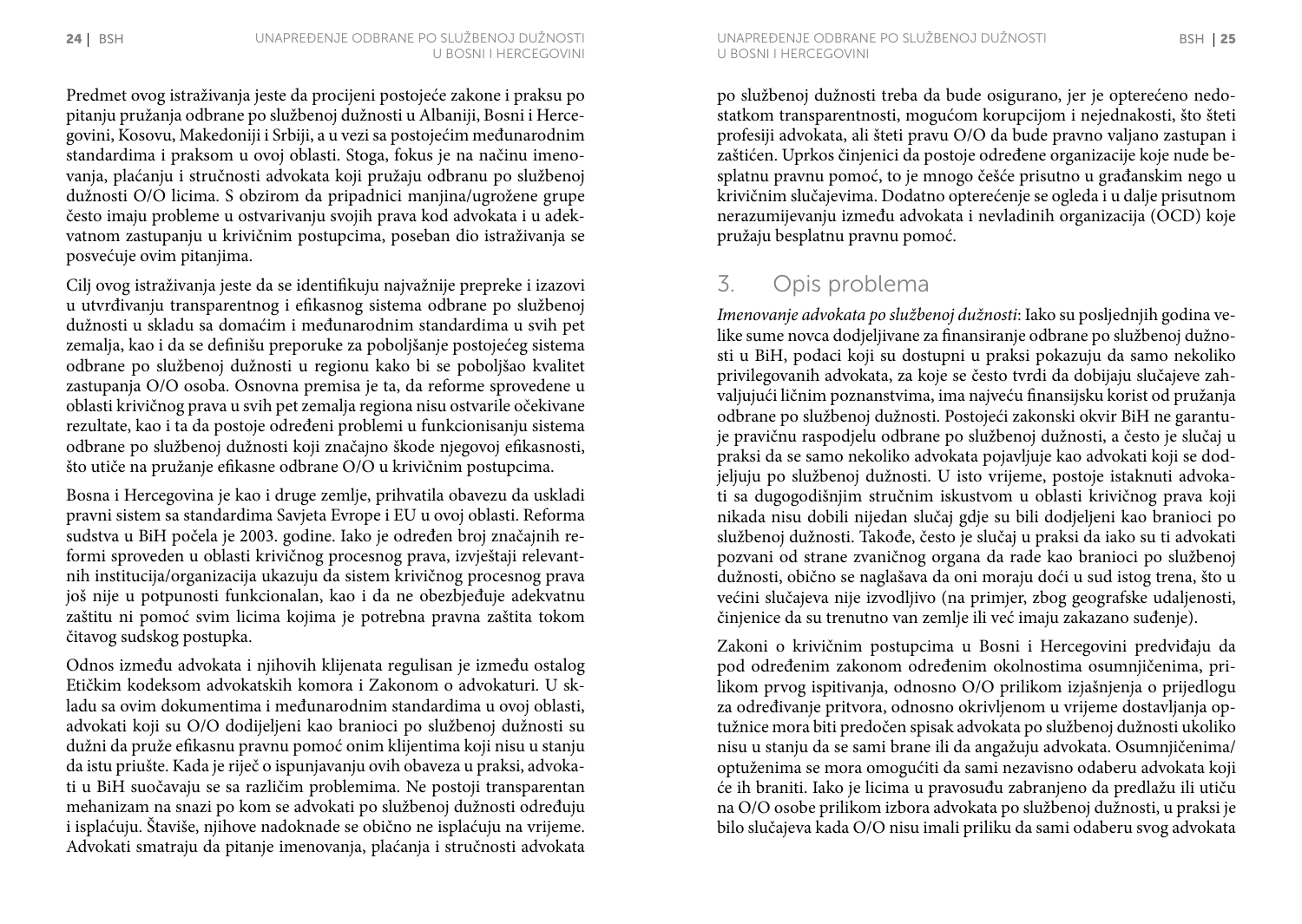Predmet ovog istraživanja jeste da procijeni postojeće zakone i praksu po pitanju pružanja odbrane po službenoj dužnosti u Albaniji, Bosni i Hercegovini, Kosovu, Makedoniji i Srbiji, a u vezi sa postojećim međunarodnim standardima i praksom u ovoj oblasti. Stoga, fokus je na načinu imenovanja, plaćanju i stručnosti advokata koji pružaju odbranu po službenoj dužnosti O/O licima. S obzirom da pripadnici manjina/ugrožene grupe često imaju probleme u ostvarivanju svojih prava kod advokata i u adekvatnom zastupanju u krivičnim postupcima, poseban dio istraživanja se posvećuje ovim pitanjima.

Cilj ovog istraživanja jeste da se identifikuju najvažnije prepreke i izazovi u utvrđivanju transparentnog i efikasnog sistema odbrane po službenoj dužnosti u skladu sa domaćim i međunarodnim standardima u svih pet zemalja, kao i da se definišu preporuke za poboljšanje postojećeg sistema odbrane po službenoj dužnosti u regionu kako bi se poboljšao kvalitet zastupanja O/O osoba. Osnovna premisa je ta, da reforme sprovedene u oblasti krivičnog prava u svih pet zemalja regiona nisu ostvarile očekivane rezultate, kao i ta da postoje određeni problemi u funkcionisanju sistema odbrane po službenoj dužnosti koji značajno škode njegovoj efikasnosti, što utiče na pružanje efikasne odbrane O/O u krivičnim postupcima.

Bosna i Hercegovina je kao i druge zemlje, prihvatila obavezu da uskladi pravni sistem sa standardima Savjeta Evrope i EU u ovoj oblasti. Reforma sudstva u BiH počela je 2003. godine. Iako je određen broj značajnih reformi sproveden u oblasti krivičnog procesnog prava, izvještaji relevantnih institucija/organizacija ukazuju da sistem krivičnog procesnog prava još nije u potpunosti funkcionalan, kao i da ne obezbjeđuje adekvatnu zaštitu ni pomoć svim licima kojima je potrebna pravna zaštita tokom čitavog sudskog postupka.

Odnos između advokata i njihovih klijenata regulisan je između ostalog Etičkim kodeksom advokatskih komora i Zakonom o advokaturi. U skladu sa ovim dokumentima i međunarodnim standardima u ovoj oblasti, advokati koji su O/O dodijeljeni kao branioci po službenoj dužnosti su dužni da pruže efikasnu pravnu pomoć onim klijentima koji nisu u stanju da istu priušte. Kada je riječ o ispunjavanju ovih obaveza u praksi, advokati u BiH suočavaju se sa različim problemima. Ne postoji transparentan mehanizam na snazi po kom se advokati po službenoj dužnosti određuju i isplaćuju. Štaviše, njihove nadoknade se obično ne isplaćuju na vrijeme. Advokati smatraju da pitanje imenovanja, plaćanja i stručnosti advokata po službenoj dužnosti treba da bude osigurano, jer je opterećeno nedostatkom transparentnosti, mogućom korupcijom i nejednakosti, što šteti profesiji advokata, ali šteti pravu O/O da bude pravno valjano zastupan i zaštićen. Uprkos činjenici da postoje određene organizacije koje nude besplatnu pravnu pomoć, to je mnogo češće prisutno u građanskim nego u krivičnim slučajevima. Dodatno opterećenje se ogleda i u dalje prisutnom nerazumijevanju između advokata i nevladinih organizacija (OCD) koje pružaju besplatnu pravnu pomoć.

# 3. Opis problema

*Imenovanje advokata po službenoj dužnosti*: Iako su posljednjih godina velike sume novca dodjeljivane za finansiranje odbrane po službenoj dužnosti u BiH, podaci koji su dostupni u praksi pokazuju da samo nekoliko privilegovanih advokata, za koje se često tvrdi da dobijaju slučajeve zahvaljujući ličnim poznanstvima, ima najveći finansijsku korist od pružanja odbrane po službenoj dužnosti. Postojeći zakonski okvir BiH ne garantuje pravičnu raspodjelu odbrane po službenoj dužnosti, a često je slučaj u praksi da se samo nekoliko advokata pojavljuje kao advokati koji se dodjeljuju po službenoj dužnosti. U isto vrijeme, postoje istaknuti advokati sa dugogodišnjim stručnim iskustvom u oblasti krivičnog prava koji nikada nisu dobili nijedan slučaj gdje su bili dodjeljeni kao branioci po službenoj dužnosti. Takođe, često je slučaj u praksi da iako su ti advokati pozvani od strane zvaničnog organa da rade kao branioci po službenoj dužnosti, obično se naglašava da oni moraju doći u sud istog trena, što u većini slučajeva nije izvodljivo (na primjer, zbog geografske udaljenosti, činjenice da su trenutno van zemlje ili već imaju zakazano suđenje).

Zakoni o krivičnim postupcima u Bosni i Hercegovini predviđaju da pod određenim zakonom određenim okolnostima osumnjičenima, prilikom prvog ispitivanja, odnosno O/O prilikom izjašnjenja o prijedlogu za određivanje pritvora, odnosno okrivljenom u vrijeme dostavljanja optužnice mora biti predočen spisak advokata po službenoj dužnosti ukoliko nisu u stanju da se sami brane ili da angažuju advokata. Osumnjičenima/optuženima se mora omogućiti da sami nezavisno odaberu advokata koji će ih braniti. Iako je licima u pravosuđu zabranjeno da predlažu ili utiču na O/O osobe prilikom izbora advokata po službenoj dužnosti, u praksi je bilo slučajeva kada O/O nisu imali priliku da sami odaberu svog advokata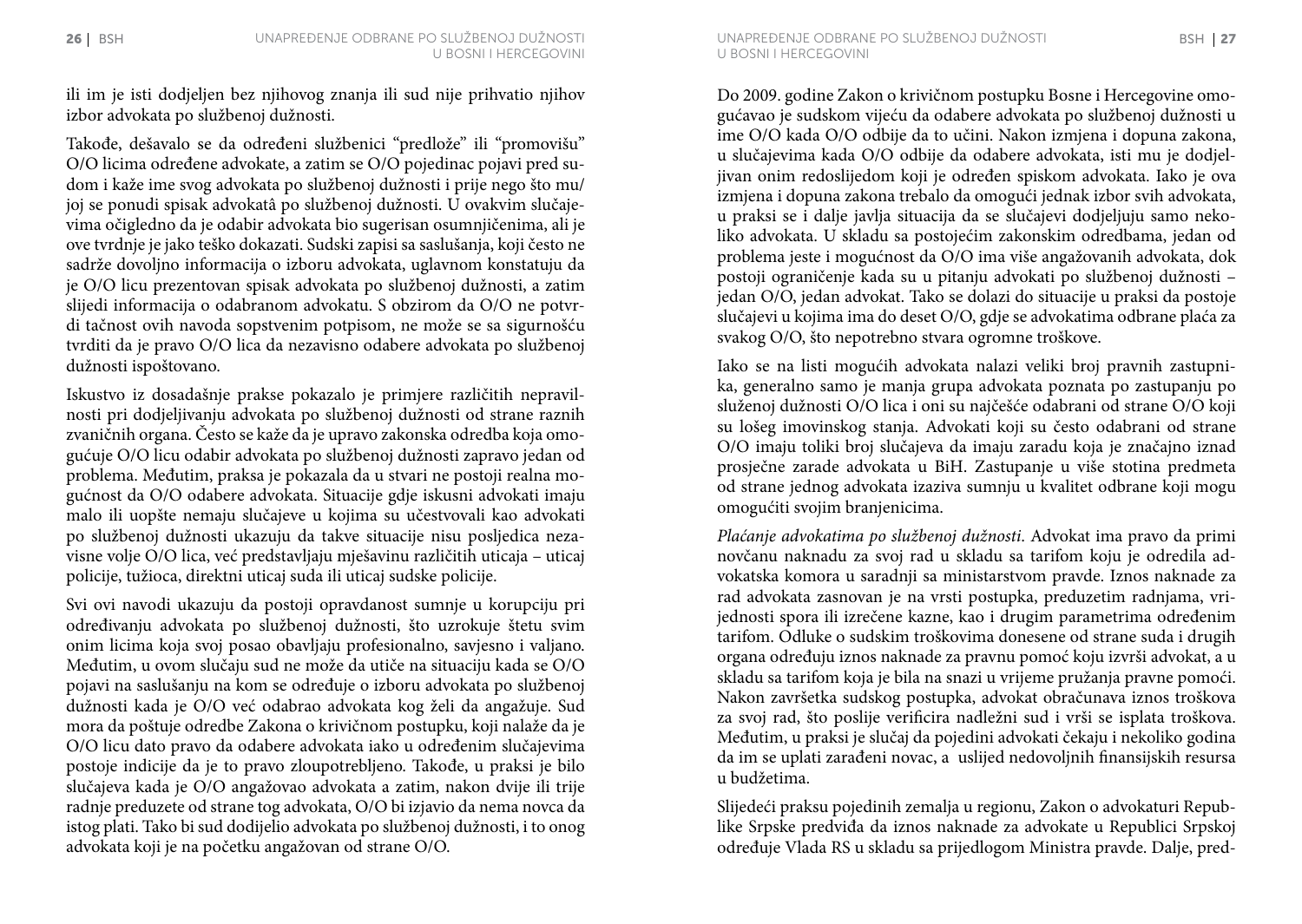ili im je isti dodjeljen bez njihovog znanja ili sud nije prihvatio njihov izbor advokata po službenoj dužnosti.

Takođe, dešavalo se da određeni službenici "predlože" ili "promovišu" O/O licima određene advokate, a zatim se O/O pojedinac pojavi pred sudom i kaže ime svog advokata po službenoj dužnosti i prije nego što mu/joj se ponudi spisak advokatâ po službenoj dužnosti. U ovakvim slučajevima očigledno da je odabir advokata bio sugerisan osumnjičenima, ali je ove tvrdnje je jako teško dokazati. Sudski zapisi sa saslušanja, koji često ne sadrže dovoljno informacija o izboru advokata, uglavnom konstatuju da je O/O licu prezentovan spisak advokata po službenoj dužnosti, a zatim slijedi informacija o odabranom advokatu. S obzirom da O/O ne potvrdi tačnost ovih navoda sopstvenim potpisom, ne može se sa sigurnošću tvrditi da je pravo O/O lica da nezavisno odabere advokata po službenoj dužnosti ispoštovano.

Iskustvo iz dosadašnje prakse pokazalo je primjere različitih nepravilnosti pri dodjeljivanju advokata po službenoj dužnosti od strane raznih zvaničnih organa. Često se kaže da je upravo zakonska odredba koja omogućuje O/O licu odabir advokata po službenoj dužnosti zapravo jedan od problema. Međutim, praksa je pokazala da u stvari ne postoji realna mogućnost da O/O odabere advokata. Situacije gdje iskusni advokati imaju malo ili uopšte nemaju slučajeve u kojima su učestvovali kao advokati po službenoj dužnosti ukazuju da takve situacije nisu posljedica nezavisne volje O/O lica, već predstavljaju mješavinu različitih uticaja – uticaj policije, tužioca, direktni uticaj suda ili uticaj sudske policije.

Svi ovi navodi ukazuju da postoji opravdanost sumnje u korupciju pri određivanju advokata po službenoj dužnosti, što uzrokuje štetu svim onim licima koja svoj posao obavljaju profesionalno, savjesno i valjano. Međutim, u ovom slučaju sud ne može da utiče na situaciju kada se O/O pojavi na saslušanju na kom se određuje o izboru advokata po službenoj dužnosti kada je O/O već odabrao advokata kog želi da angažuje. Sud mora da poštuje odredbe Zakona o krivičnom postupku, koji nalaže da je O/O licu dato pravo da odabere advokata iako u određenim slučajevima postoje indicije da je to pravo zloupotrebljeno. Takođe, u praksi je bilo slučajeva kada je O/O angažovao advokata a zatim, nakon dvije ili trije radnje preduzete od strane tog advokata, O/O bi izjavio da nema novca da istog plati. Tako bi sud dodijelio advokata po službenoj dužnosti, i to onog advokata koji je na početku angažovan od strane O/O.

Do 2009. godine Zakon o krivičnom postupku Bosne i Hercegovine omogućavao je sudskom vijeću da odabere advokata po službenoj dužnosti u ime O/O kada O/O odbije da to učini. Nakon izmjena i dopuna zakona, u slučajevima kada O/O odbije da odabere advokata, isti mu je dodjeljivan onim redoslijedom koji je određen spiskom advokata. Iako je ova izmjena i dopuna zakona trebalo da omogući jednak izbor svih advokata, u praksi se i dalje javlja situacija da se slučajevi dodjeljuju samo nekoliko advokata. U skladu sa postojećim zakonskim odredbama, jedan od problema jeste i mogućnost da O/O ima više angažovanih advokata, dok postoji ograničenje kada su u pitanju advokati po službenoj dužnosti – jedan O/O, jedan advokat. Tako se dolazi do situacije u praksi da postoje slučajevi u kojima ima do deset O/O, gdje se advokatima odbrane plaća za svakog O/O, što nepotrebno stvara ogromne troškove.

Iako se na listi mogućih advokata nalazi veliki broj pravnih zastupnika, generalno samo je manja grupa advokata poznata po zastupanju po služenoj dužnosti O/O lica i oni su najčešće odabrani od strane O/O koji su lošeg imovinskog stanja. Advokati koji su često odabrani od strane O/O imaju toliki broj slučajeva da imaju zaradu koja je značajno iznad prosječne zarade advokata u BiH. Zastupanje u više stotina predmeta od strane jednog advokata izaziva sumnju u kvalitet odbrane koji mogu omogućiti svojim branjenicima.

*Plaćanje advokatima po službenoj dužnosti*. Advokat ima pravo da primi novčanu naknadu za svoj rad u skladu sa tarifom koju je odredila advokatska komora u saradnji sa ministarstvom pravde. Iznos naknade za rad advokata zasnovan je na vrsti postupka, preduzetim radnjama, vrijednosti spora ili izrečene kazne, kao i drugim parametrima određenim tarifom. Odluke o sudskim troškovima donesene od strane suda i drugih organa određuju iznos naknade za pravnu pomoć koju izvrši advokat, a u skladu sa tarifom koja je bila na snazi u vrijeme pružanja pravne pomoći. Nakon završetka sudskog postupka, advokat obračunava iznos troškova za svoj rad, što poslije verificira nadležni sud i vrši se isplata troškova. Međutim, u praksi je slučaj da pojedini advokati čekaju i nekoliko godina da im se uplati zarađeni novac, a uslijed nedovoljnih finansijskih resursa u budžetima.

Slijedeći praksu pojedinih zemalja u regionu, Zakon o advokaturi Republike Srpske predviđa da iznos naknade za advokate u Republici Srpskoj određuje Vlada RS u skladu sa prijedlogom Ministra pravde. Dalje, pred-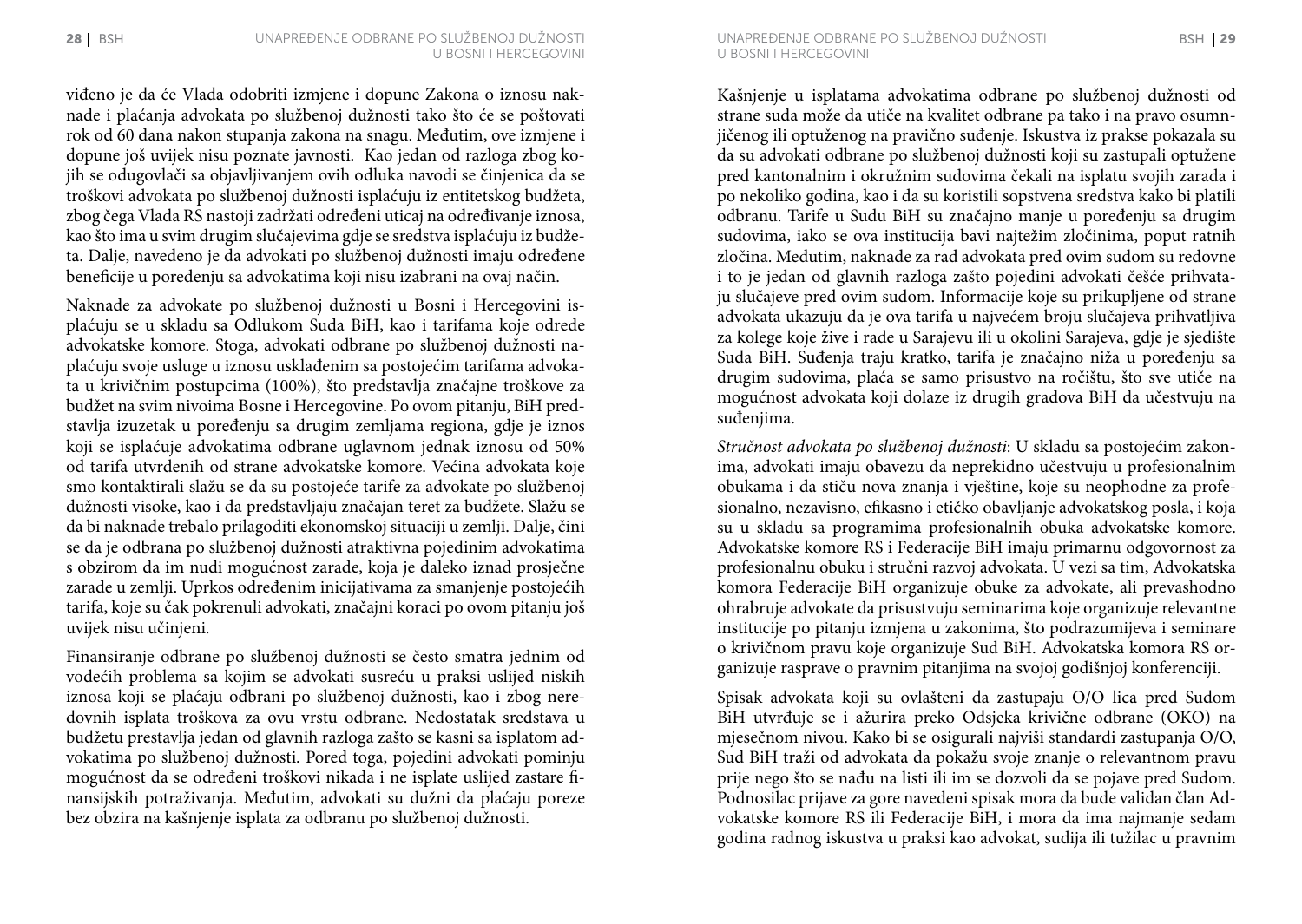viđeno je da će Vlada odobriti izmjene i dopune Zakona o iznosu naknade i plaćanja advokata po službenoj dužnosti tako što će se poštovati rok od 60 dana nakon stupanja zakona na snagu. Međutim, ove izmjene i dopune još uvijek nisu poznate javnosti.  Kao jedan od razloga zbog kojih se odugovlači sa objavljivanjem ovih odluka navodi se činjenica da se troškovi advokata po službenoj dužnosti isplaćuju iz entitetskog budžeta, zbog čega Vlada RS nastoji zadržati određeni uticaj na određivanje iznosa, kao što ima u svim drugim slučajevima gdje se sredstva isplaćuju iz budžeta. Dalje, navedeno je da advokati po službenoj dužnosti imaju određene beneficije u poređenju sa advokatima koji nisu izabrani na ovaj način.

Naknade za advokate po službenoj dužnosti u Bosni i Hercegovini isplaćuju se u skladu sa Odlukom Suda BiH, kao i tarifama koje odrede advokatske komore. Stoga, advokati odbrane po službenoj dužnosti naplaćuju svoje usluge u iznosu usklađenim sa postojećim tarifama advokata u krivičnim postupcima (100%), što predstavlja značajne troškove za budžet na svim nivoima Bosne i Hercegovine. Po ovom pitanju, BiH predstavlja izuzetak u poređenju sa drugim zemljama regiona, gdje je iznos koji se isplaćuje advokatima odbrane uglavnom jednak iznosu od 50% od tarifa utvrđenih od strane advokatske komore. Većina advokata koje smo kontaktirali slažu se da su postojeće tarife za advokate po službenoj dužnosti visoke, kao i da predstavljaju značajan teret za budžete. Slažu se da bi naknade trebalo prilagoditi ekonomskoj situaciji u zemlji. Dalje, čini se da je odbrana po službenoj dužnosti atraktivna pojedinim advokatima s obzirom da im nudi mogućnost zarade, koja je daleko iznad prosječne zarade u zemlji. Uprkos određenim inicijativama za smanjenje postojećih tarifa, koje su čak pokrenuli advokati, značajni koraci po ovom pitanju još uvijek nisu učinjeni.

Finansiranje odbrane po službenoj dužnosti se često smatra jednim od vodećih problema sa kojim se advokati susreću u praksi uslijed niskih iznosa koji se plaćaju odbrani po službenoj dužnosti, kao i zbog neredovnih isplata troškova za ovu vrstu odbrane. Nedostatak sredstava u budžetu prestavlja jedan od glavnih razloga zašto se kasni sa isplatom advokatima po službenoj dužnosti. Pored toga, pojedini advokati pominju mogućnost da se određeni troškovi nikada i ne isplate uslijed zastare finansijskih potraživanja. Međutim, advokati su dužni da plaćaju poreze bez obzira na kašnjenje isplata za odbranu po službenoj dužnosti.

Kašnjenje u isplatama advokatima odbrane po službenoj dužnosti od strane suda može da utiče na kvalitet odbrane pa tako i na pravo osumnjičenog ili optuženog na pravično suđenje. Iskustva iz prakse pokazala su da su advokati odbrane po službenoj dužnosti koji su zastupali optužene pred kantonalnim i okružnim sudovima čekali na isplatu svojih zarada i po nekoliko godina, kao i da su koristili sopstvena sredstva kako bi platili odbranu. Tarife u Sudu BiH su značajno manje u poređenju sa drugim sudovima, iako se ova institucija bavi najtežim zločinima, poput ratnih zločina. Međutim, naknade za rad advokata pred ovim sudom su redovne i to je jedan od glavnih razloga zašto pojedini advokati češće prihvataju slučajeve pred ovim sudom. Informacije koje su prikupljene od strane advokata ukazuju da je ova tarifa u najvećem broju slučajeva prihvatljiva za kolege koje žive i rade u Sarajevu ili u okolini Sarajeva, gdje je sjedište Suda BiH. Suđenja traju kratko, tarifa je značajno niža u poređenju sa drugim sudovima, plaća se samo prisustvo na ročištu, što sve utiče na mogućnost advokata koji dolaze iz drugih gradova BiH da učestvuju na suđenjima.

*Stručnost advokata po službenoj dužnosti*: U skladu sa postojećim zakonima, advokati imaju obavezu da neprekidno učestvuju u profesionalnim obukama i da stiču nova znanja i vještine, koje su neophodne za profesionalno, nezavisno, efikasno i etičko obavljanje advokatskog posla, i koja su u skladu sa programima profesionalnih obuka advokatske komore. Advokatske komore RS i Federacije BiH imaju primarnu odgovornost za profesionalnu obuku i stručni razvoj advokata. U vezi sa tim, Advokatska komora Federacije BiH organizuje obuke za advokate, ali prevashodno ohrabruje advokate da prisustvuju seminarima koje organizuje relevantne institucije po pitanju izmjena u zakonima, što podrazumijeva i seminare o krivičnom pravu koje organizuje Sud BiH. Advokatska komora RS organizuje rasprave o pravnim pitanjima na svojoj godišnjoj konferenciji.

Spisak advokata koji su ovlašteni da zastupaju O/O lica pred Sudom BiH utvrđuje se i ažurira preko Odsjeka krivične odbrane (OKO) na mjesečnom nivou. Kako bi se osigurali najviši standardi zastupanja O/O, Sud BiH traži od advokata da pokažu svoje znanje o relevantnom pravu prije nego što se nađu na listi ili im se dozvoli da se pojave pred Sudom. Podnosilac prijave za gore navedeni spisak mora da bude validan član Advokatske komore RS ili Federacije BiH, i mora da ima najmanje sedam godina radnog iskustva u praksi kao advokat, sudija ili tužilac u pravnim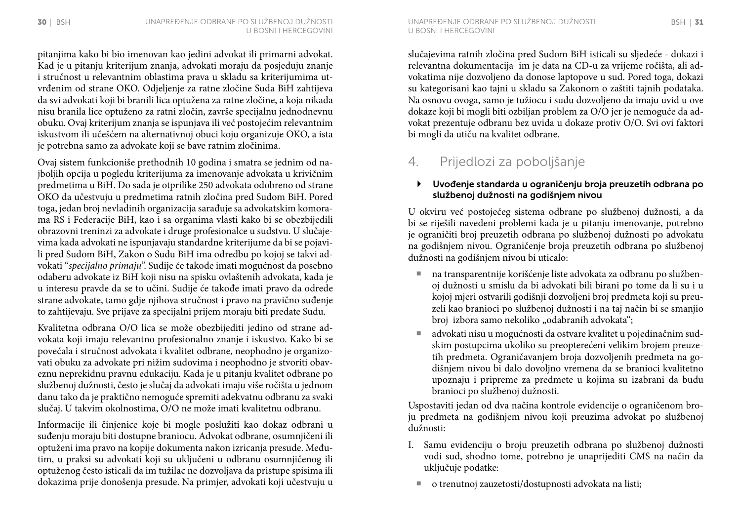pitanjima kako bi bio imenovan kao jedini advokat ili primarni advokat. Kad je u pitanju kriterijum znanja, advokati moraju da posjeduju znanje i stručnost u relevantnim oblastima prava u skladu sa kriterijumima utvrđenim od strane OKO. Odjeljenje za ratne zločine Suda BiH zahtijeva da svi advokati koji bi branili lica optužena za ratne zločine, a koja nikada nisu branila lice optuženo za ratni zločin, završe specijalnu jednodnevnu obuku. Ovaj kriterijum znanja se ispunjava ili već postojećim relevantnim iskustvom ili učešćem na alternativnoj obuci koju organizuje OKO, a ista je potrebna samo za advokate koji se bave ratnim zločinima.

Ovaj sistem funkcioniše prethodnih 10 godina i smatra se jednim od najboljih opcija u pogledu kriterijuma za imenovanje advokata u krivičnim predmetima u BiH. Do sada je otprilike 250 advokata odobreno od strane OKO da učestvuju u predmetima ratnih zločina pred Sudom BiH. Pored toga, jedan broj nevladinih organizacija sarađuje sa advokatskim komorama RS i Federacije BiH, kao i sa organima vlasti kako bi se obezbijedili obrazovni treninzi za advokate i druge profesionalce u sudstvu. U slučajevima kada advokati ne ispunjavaju standardne kriterijume da bi se pojavili pred Sudom BiH, Zakon o Sudu BiH ima odredbu po kojoj se takvi advokati "*specijalno primaju*". Sudije će takođe imati mogućnost da posebno odaberu advokate iz BiH koji nisu na spisku ovlaštenih advokata, kada je u interesu pravde da se to učini. Sudije će takođe imati pravo da odrede strane advokate, tamo gdje njihova stručnost i pravo na pravično suđenje to zahtijevaju. Sve prijave za specijalni prijem moraju biti predate Sudu.

Kvalitetna odbrana O/O lica se može obezbijediti jedino od strane advokata koji imaju relevantno profesionalno znanje i iskustvo. Kako bi se povećala i stručnost advokata i kvalitet odbrane, neophodno je organizovati obuku za advokate pri nižim sudovima i neophodno je stvoriti obaveznu neprekidnu pravnu edukaciju. Kada je u pitanju kvalitet odbrane po službenoj dužnosti, često je slučaj da advokati imaju više ročišta u jednom danu tako da je praktično nemoguće spremiti adekvatnu odbranu za svaki slučaj. U takvim okolnostima, O/O ne može imati kvalitetnu odbranu.

Informacije ili činjenice koje bi mogle poslužiti kao dokaz odbrani u suđenju moraju biti dostupne braniocu. Advokat odbrane, osumnjičeni ili optuženi ima pravo na kopije dokumenta nakon izricanja presude. Međutim, u praksi su advokati koji su uključeni u odbranu osumnjičenog ili optuženog često isticali da im tužilac ne dozvoljava da pristupe spisima ili dokazima prije donošenja presude. Na primjer, advokati koji učestvuju u slučajevima ratnih zločina pred Sudom BiH isticali su sljedeće - dokazi i relevantna dokumentacija im je data na CD-u za vrijeme ročišta, ali advokatima nije dozvoljeno da donose laptopove u sud. Pored toga, dokazi su kategorisani kao tajni u skladu sa Zakonom o zaštiti tajnih podataka. Na osnovu ovoga, samo je tužiocu i sudu dozvoljeno da imaju uvid u ove dokaze koji bi mogli biti ozbiljan problem za O/O jer je nemoguće da advokat prezentuje odbranu bez uvida u dokaze protiv O/O. Svi ovi faktori bi mogli da utiču na kvalitet odbrane.

## 4. Prijedlozi za poboljšanje

### Uvođenje standarda u ograničenju broja preuzetih odbrana po službenoj dužnosti na godišnjem nivou

U okviru već postojećeg sistema odbrane po službenoj dužnosti, a da bi se riješili navedeni problemi kada je u pitanju imenovanje, potrebno je ograničiti broj preuzetih odbrana po službenoj dužnosti po advokatu na godišnjem nivou. Ograničenje broja preuzetih odbrana po službenoj dužnosti na godišnjem nivou bi uticalo:

- na transparentnije korišćenje liste advokata za odbranu po službenoj dužnosti u smislu da bi advokati bili birani po tome da li su i u kojoj mjeri ostvarili godišnji dozvoljeni broj predmeta koji su preuzeli kao branioci po službenoj dužnosti i na taj način bi se smanjio broj izbora samo nekoliko „odabranih advokata";
- advokati nisu u mogućnosti da ostvare kvalitet u pojedinačnim sudskim postupcima ukoliko su preopterećeni velikim brojem preuzetih predmeta. Ograničavanjem broja dozvoljenih predmeta na godišnjem nivou bi dalo dovoljno vremena da se branioci kvalitetno upoznaju i pripreme za predmete u kojima su izabrani da budu branioci po službenoj dužnosti.

Uspostaviti jedan od dva načina kontrole evidencije o ograničenom broju predmeta na godišnjem nivou koji preuzima advokat po službenoj dužnosti:

I. Samu evidenciju o broju preuzetih odbrana po službenoj dužnosti vodi sud, shodno tome, potrebno je unaprijediti CMS na način da uključuje podatke:

- o trenutnoj zauzetosti/dostupnosti advokata na listi;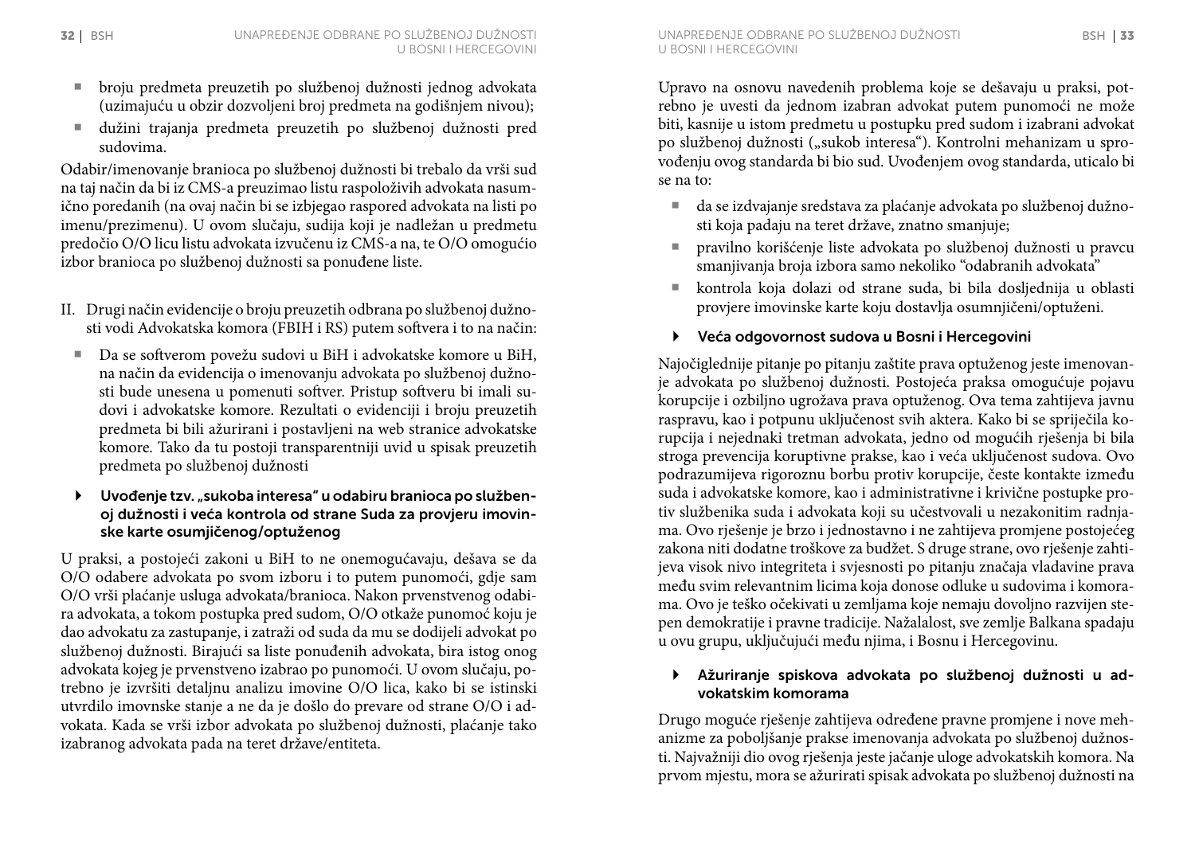- broju predmeta preuzetih po službenoj dužnosti jednog advokata (uzimajuću u obzir dozvoljeni broj predmeta na godišnjem nivou);
- dužini trajanja predmeta preuzetih po službenoj dužnosti pred sudovima.

Odabir/imenovanje branioca po službenoj dužnosti bi trebalo da vrši sud na taj način da bi iz CMS-a preuzimao listu raspoloživih advokata nasumično poređanih (na ovaj način bi se izbjegao raspored advokata na listi po imenu/prezimenu). U ovom slučaju, sudija koji je nadležan u predmetu predočio O/O licu listu advokata izvučenu iz CMS-a na, te O/O omogućio izbor branioca po službenoj dužnosti sa ponuđene liste.

II. Drugi način evidencije o broju preuzetih odbrana po službenoj dužnosti vodi Advokatska komora (FBIH i RS) putem softvera i to na način:

- Da se softverom povežu sudovi u BiH i advokatske komore u BiH, na način da evidencija o imenovanju advokata po službenoj dužnosti bude unesena u pomenuti softver. Pristup softveru bi imali sudovi i advokatske komore. Rezultati o evidenciji i broju preuzetih predmeta bi bili ažurirani i postavljeni na web stranice advokatske komore. Tako da tu postoji transparentniji uvid u spisak preuzetih predmeta po službenoj dužnosti

### Uvođenje tzv. „sukoba interesa" u odabiru branioca po službenoj dužnosti i veća kontrola od strane Suda za provjeru imovinske karte osumjičenog/optuženog

U praksi, a postojeći zakoni u BiH to ne onemogućavaju, dešava se da O/O odabere advokata po svom izboru i to putem punomoći, gdje sam O/O vrši plaćanje usluga advokata/branioca. Nakon prvenstvenog odabira advokata, a tokom postupka pred sudom, O/O otkaže punomoć koju je dao advokatu za zastupanje, i zatraži od suda da mu se dodijeli advokat po službenoj dužnosti. Birajući sa liste ponuđenih advokata, bira istog onog advokata kojeg je prvenstveno izabrao po punomoći. U ovom slučaju, potrebno je izvršiti detaljnu analizu imovine O/O lica, kako bi se istinski utvrdilo imovnske stanje a ne da je došlo do prevare od strane O/O i advokata. Kada se vrši izbor advokata po službenoj dužnosti, plaćanje tako izabranog advokata pada na teret države/entiteta.

Upravo na osnovu navedenih problema koje se dešavaju u praksi, potrebno je uvesti da jednom izabran advokat putem punomoći ne može biti, kasnije u istom predmetu u postupku pred sudom i izabrani advokat po službenoj dužnosti („sukob interesa"). Kontrolni mehanizam u sprovođenju ovog standarda bi bio sud. Uvođenjem ovog standarda, uticalo bi se na to:

- da se izdvajanje sredstava za plaćanje advokata po službenoj dužnosti koja padaju na teret države, znatno smanjuje;
- pravilno korišćenje liste advokata po službenoj dužnosti u pravcu smanjivanja broja izbora samo nekoliko "odabranih advokata"
- kontrola koja dolazi od strane suda, bi bila dosljednija u oblasti provjere imovinske karte koju dostavlja osumnjičeni/optuženi.

### Veća odgovornost sudova u Bosni i Hercegovini

Najočiglednije pitanje po pitanju zaštite prava optuženog jeste imenovanje advokata po službenoj dužnosti. Postojeća praksa omogućuje pojavu korupcije i ozbiljno ugrožava prava optuženog. Ova tema zahtijeva javnu raspravu, kao i potpunu uključenost svih aktera. Kako bi se spriječila korupcija i nejednaki tretman advokata, jedno od mogućih rješenja bi bila stroga prevencija koruptivne prakse, kao i veća uključenost sudova. Ovo podrazumijeva rigoroznu borbu protiv korupcije, česte kontakte između suda i advokatske komore, kao i administrativne i krivične postupke protiv službenika suda i advokata koji su učestvovali u nezakonitim radnjama. Ovo rješenje je brzo i jednostavno i ne zahtijeva promjene postojećeg zakona niti dodatne troškove za budžet. S druge strane, ovo rješenje zahtijeva visok nivo integriteta i svjesnosti po pitanju značaja vladavine prava među svim relevantnim licima koja donose odluke u sudovima i komorama. Ovo je teško očekivati u zemljama koje nemaju dovoljno razvijen stepen demokratije i pravne tradicije. Nažalalost, sve zemlje Balkana spadaju u ovu grupu, uključujući među njima, i Bosnu i Hercegovinu.

### Ažuriranje spiskova advokata po službenoj dužnosti u advokatskim komorama

Drugo moguće rješenje zahtijeva određene pravne promjene i nove mehanizme za poboljšanje prakse imenovanja advokata po službenoj dužnosti. Najvažniji dio ovog rješenja jeste jačanje uloge advokatskih komora. Na prvom mjestu, mora se ažurirati spisak advokata po službenoj dužnosti na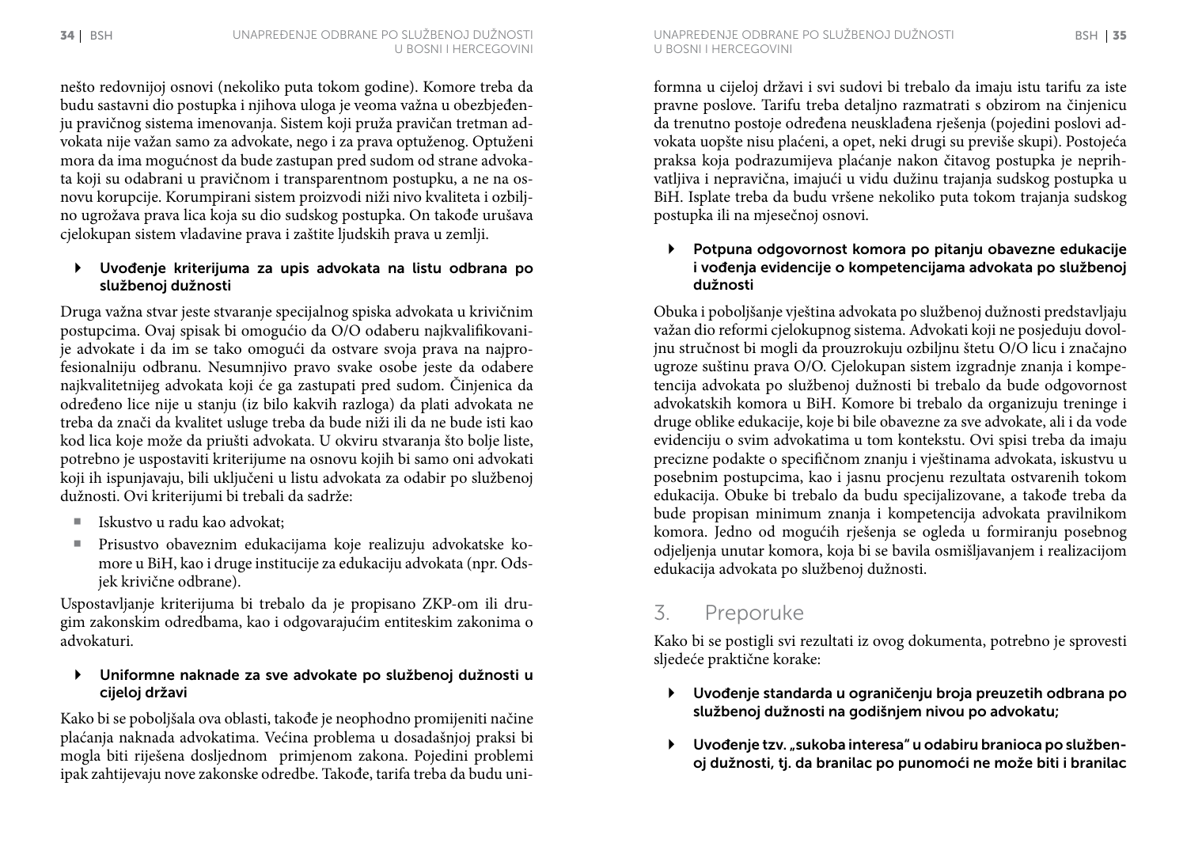nešto redovnijoj osnovi (nekoliko puta tokom godine). Komore treba da budu sastavni dio postupka i njihova uloga je veoma važna u obezbjeđenju pravičnog sistema imenovanja. Sistem koji pruža pravičan tretman advokata nije važan samo za advokate, nego i za prava optuženog. Optuženi mora da ima mogućnost da bude zastupan pred sudom od strane advokata koji su odabrani u pravičnom i transparentnom postupku, a ne na osnovu korupcije. Korumpirani sistem proizvodi niži nivo kvaliteta i ozbiljno ugrožava prava lica koja su dio sudskog postupka. On takođe urušava cjelokupan sistem vladavine prava i zaštite ljudskih prava u zemlji.

- **Uvođenje kriterijuma za upis advokata na listu odbrana po službenoj dužnosti**

Druga važna stvar jeste stvaranje specijalnog spiska advokata u krivičnim postupcima. Ovaj spisak bi omogućio da O/O odaberu najkvalifikovanije advokate i da im se tako omogući da ostvare svoja prava na najprofesionalniju odbranu. Nesumnjivo pravo svake osobe jeste da odabere najkvalitetnijeg advokata koji će ga zastupati pred sudom. Činjenica da određeno lice nije u stanju (iz bilo kakvih razloga) da plati advokata ne treba da znači da kvalitet usluge treba da bude niži ili da ne bude isti kao kod lica koje može da priušti advokata. U okviru stvaranja što bolje liste, potrebno je uspostaviti kriterijume na osnovu kojih bi samo oni advokati koji ih ispunjavaju, bili uključeni u listu advokata za odabir po službenoj dužnosti. Ovi kriterijumi bi trebali da sadrže:

- Iskustvo u radu kao advokat;
- Prisustvo obaveznim edukacijama koje realizuju advokatske komore u BiH, kao i druge institucije za edukaciju advokata (npr. Odsjek krivične odbrane).

Uspostavljanje kriterijuma bi trebalo da je propisano ZKP-om ili drugim zakonskim odredbama, kao i odgovarajućim entiteskim zakonima o advokaturi.

- **Uniformne naknade za sve advokate po službenoj dužnosti u cijeloj državi**

Kako bi se poboljšala ova oblasti, takođe je neophodno promijeniti načine plaćanja naknada advokatima. Većina problema u dosadašnjoj praksi bi mogla biti riješena dosljednom primjenom zakona. Pojedini problemi ipak zahtijevaju nove zakonske odredbe. Takođe, tarifa treba da budu uniformna u cijeloj državi i svi sudovi bi trebalo da imaju istu tarifu za iste pravne poslove. Tarifu treba detaljno razmatrati s obzirom na činjenicu da trenutno postoje određena neusklađena rješenja (pojedini poslovi advokata uopšte nisu plaćeni, a opet, neki drugi su previše skupi). Postojeća praksa koja podrazumijeva plaćanje nakon čitavog postupka je neprihvatljiva i nepravična, imajući u vidu dužinu trajanja sudskog postupka u BiH. Isplate treba da budu vršene nekoliko puta tokom trajanja sudskog postupka ili na mjesečnoj osnovi.

- **Potpuna odgovornost komora po pitanju obavezne edukacije i vođenja evidencije o kompetencijama advokata po službenoj dužnosti**

Obuka i poboljšanje vještina advokata po službenoj dužnosti predstavljaju važan dio reformi cjelokupnog sistema. Advokati koji ne posjeduju dovoljnu stručnost bi mogli da prouzrokuju ozbiljnu štetu O/O licu i značajno ugroze suštinu prava O/O. Cjelokupan sistem izgradnje znanja i kompetencija advokata po službenoj dužnosti bi trebalo da bude odgovornost advokatskih komora u BiH. Komore bi trebalo da organizuju treninge i druge oblike edukacije, koje bi bile obavezne za sve advokate, ali i da vode evidenciju o svim advokatima u tom kontekstu. Ovi spisi treba da imaju precizne podakte o specifičnom znanju i vještinama advokata, iskustvu u posebnim postupcima, kao i jasnu procjenu rezultata ostvarenih tokom edukacija. Obuke bi trebalo da budu specijalizovane, a takođe treba da bude propisan minimum znanja i kompetencija advokata pravilnikom komora. Jedno od mogućih rješenja se ogleda u formiranju posebnog odjeljenja unutar komora, koja bi se bavila osmišljavanjem i realizacijom edukacija advokata po službenoj dužnosti.

## 3. Preporuke

Kako bi se postigli svi rezultati iz ovog dokumenta, potrebno je sprovesti sljedeće praktične korake:

- **Uvođenje standarda u ograničenju broja preuzetih odbrana po službenoj dužnosti na godišnjem nivou po advokatu;**
- **Uvođenje tzv. „sukoba interesa" u odabiru branioca po službenoj dužnosti, tj. da branilac po punomoći ne može biti i branilac**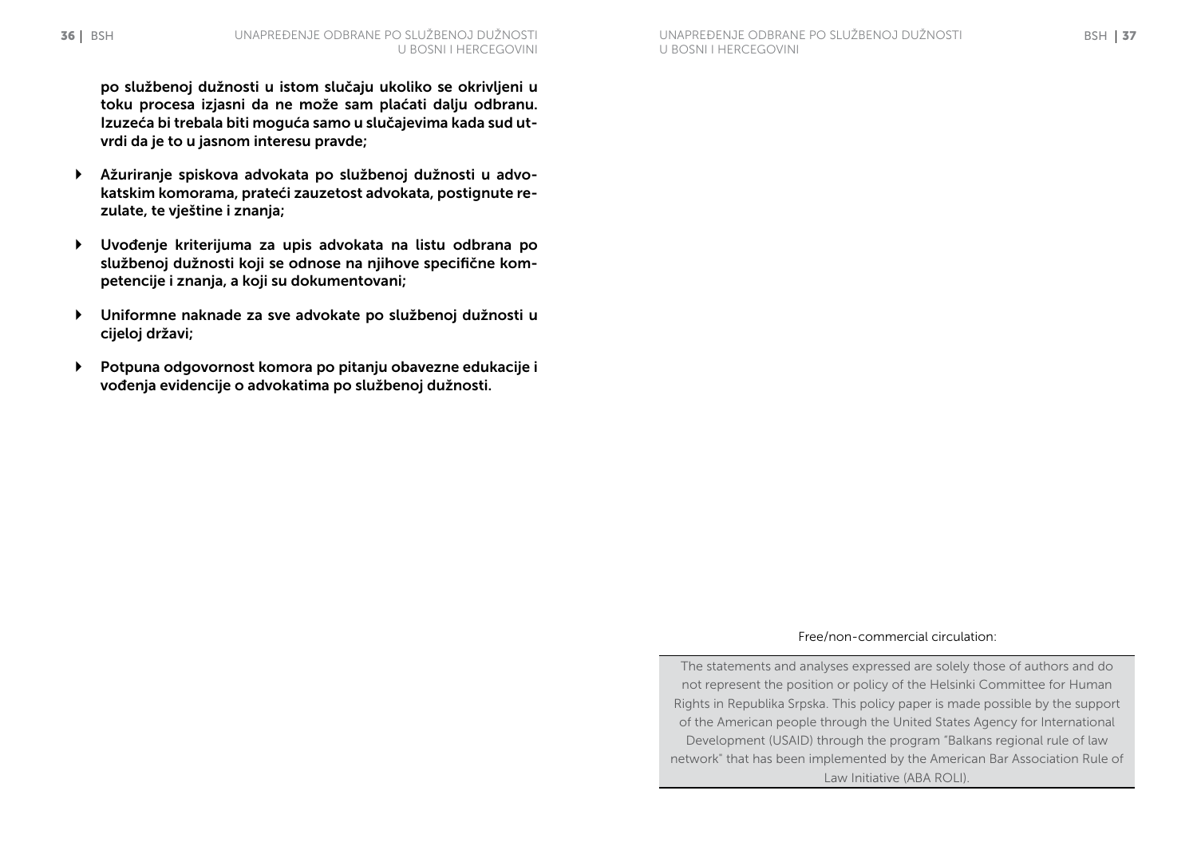**po službenoj dužnosti u istom slučaju ukoliko se okrivljeni u toku procesa izjasni da ne može sam plaćati dalju odbranu. Izuzeća bi trebala biti moguća samo u slučajevima kada sud utvrdi da je to u jasnom interesu pravde;**

- **Ažuriranje spiskova advokata po službenoj dužnosti u advokatskim komorama, prateći zauzetost advokata, postignute rezulate, te vještine i znanja;**
- **Uvođenje kriterijuma za upis advokata na listu odbrana po službenoj dužnosti koji se odnose na njihove specifične kompetencije i znanja, a koji su dokumentovani;**
- **Uniformne naknade za sve advokate po službenoj dužnosti u cijeloj državi;**
- **Potpuna odgovornost komora po pitanju obavezne edukacije i vođenja evidencije o advokatima po službenoj dužnosti.**

Free/non-commercial circulation:

The statements and analyses expressed are solely those of authors and do not represent the position or policy of the Helsinki Committee for Human Rights in Republika Srpska. This policy paper is made possible by the support of the American people through the United States Agency for International Development (USAID) through the program "Balkans regional rule of law network" that has been implemented by the American Bar Association Rule of Law Initiative (ABA ROLI).